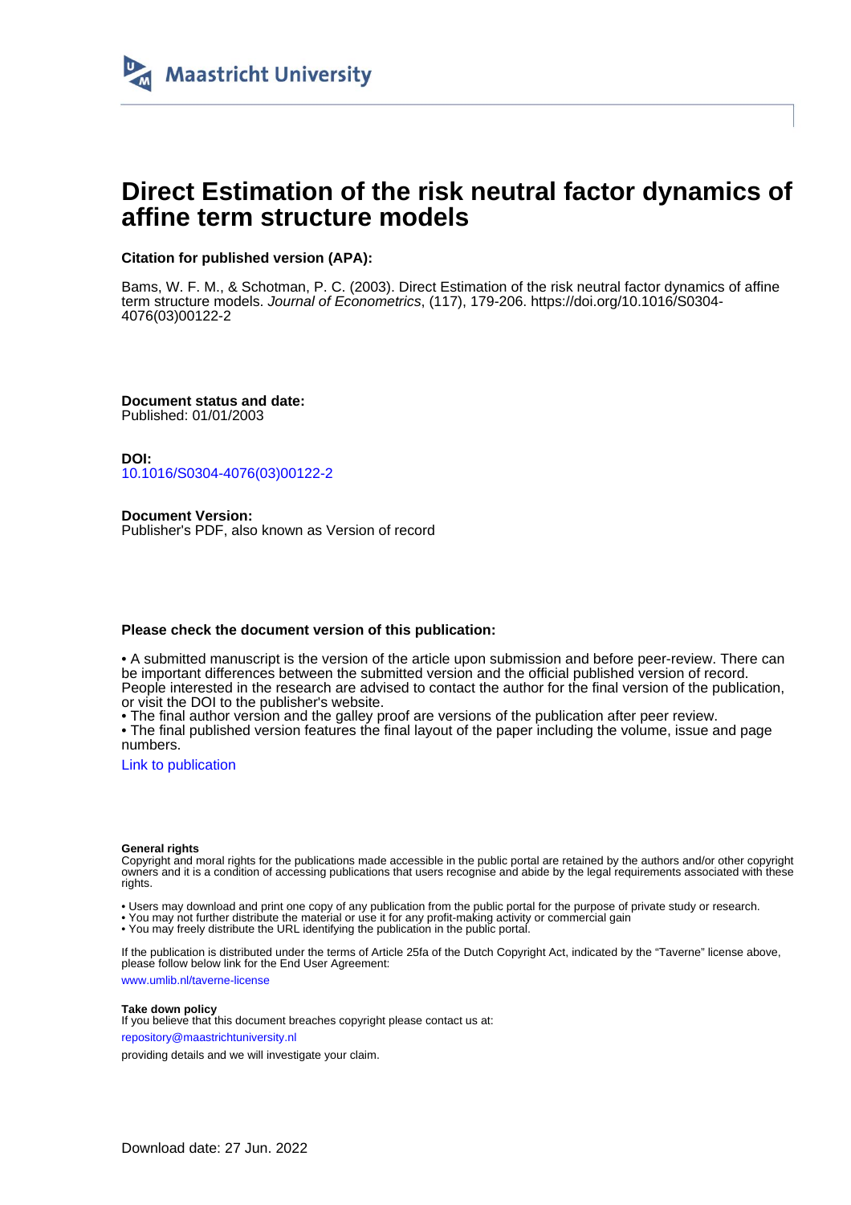Maastricht University

# Direct Estimation of the risk neutral factor dynamics of affine term structure models

**Citation for published version (APA):**

Bams, W. F. M., & Schotman, P. C. (2003). Direct Estimation of the risk neutral factor dynamics of affine term structure models. *Journal of Econometrics*, (117), 179-206. https://doi.org/10.1016/S0304-4076(03)00122-2

**Document status and date:**
Published: 01/01/2003

**DOI:**
10.1016/S0304-4076(03)00122-2

**Document Version:**
Publisher's PDF, also known as Version of record

**Please check the document version of this publication:**

• A submitted manuscript is the version of the article upon submission and before peer-review. There can be important differences between the submitted version and the official published version of record. People interested in the research are advised to contact the author for the final version of the publication, or visit the DOI to the publisher's website.
• The final author version and the galley proof are versions of the publication after peer review.
• The final published version features the final layout of the paper including the volume, issue and page numbers.

Link to publication

**General rights**
Copyright and moral rights for the publications made accessible in the public portal are retained by the authors and/or other copyright owners and it is a condition of accessing publications that users recognise and abide by the legal requirements associated with these rights.

• Users may download and print one copy of any publication from the public portal for the purpose of private study or research.
• You may not further distribute the material or use it for any profit-making activity or commercial gain
• You may freely distribute the URL identifying the publication in the public portal.

If the publication is distributed under the terms of Article 25fa of the Dutch Copyright Act, indicated by the "Taverne" license above, please follow below link for the End User Agreement:

www.umlib.nl/taverne-license

**Take down policy**
If you believe that this document breaches copyright please contact us at:
repository@maastrichtuniversity.nl
providing details and we will investigate your claim.

Download date: 27 Jun. 2022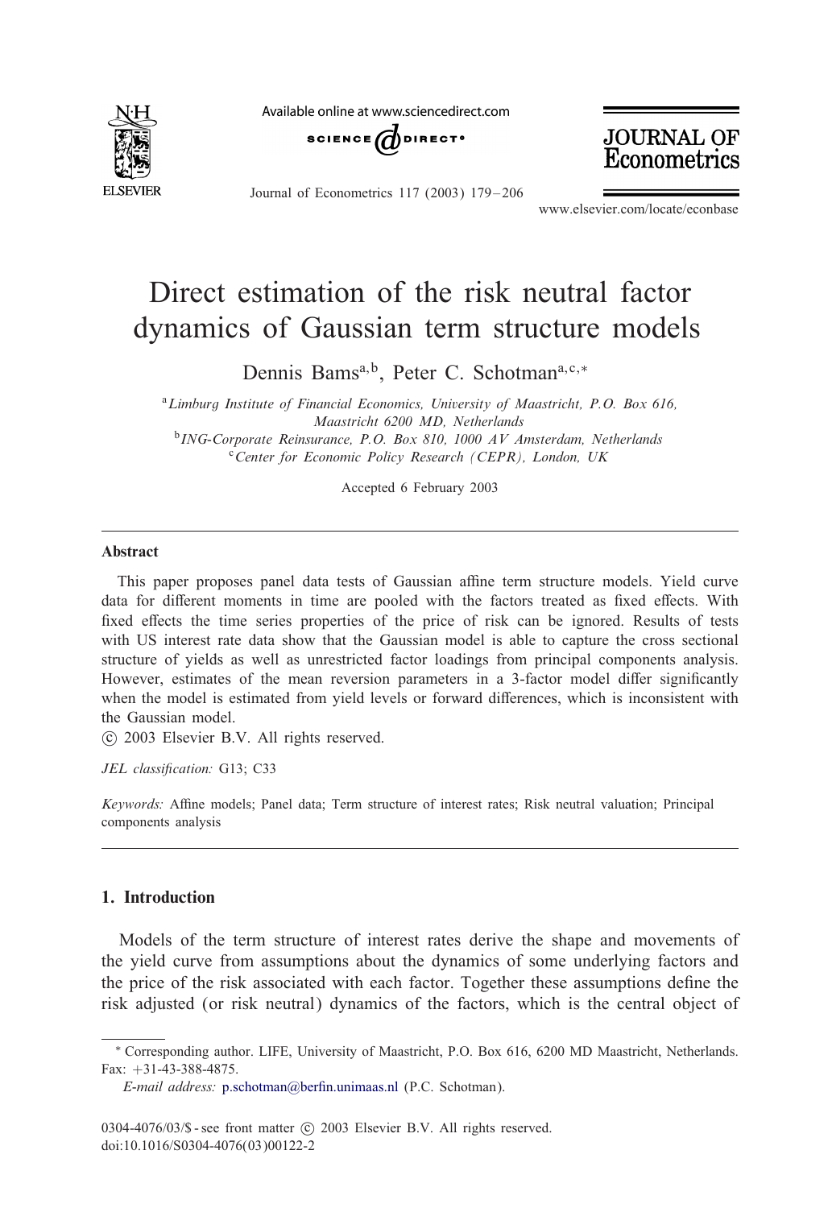# Direct estimation of the risk neutral factor dynamics of Gaussian term structure models

Dennis Bams[a,b], Peter C. Schotman[a,c,*]

[a]*Limburg Institute of Financial Economics, University of Maastricht, P.O. Box 616, Maastricht 6200 MD, Netherlands*

[b]*ING-Corporate Reinsurance, P.O. Box 810, 1000 AV Amsterdam, Netherlands*

[c]*Center for Economic Policy Research (CEPR), London, UK*

Accepted 6 February 2003

## Abstract

This paper proposes panel data tests of Gaussian affine term structure models. Yield curve data for different moments in time are pooled with the factors treated as fixed effects. With fixed effects the time series properties of the price of risk can be ignored. Results of tests with US interest rate data show that the Gaussian model is able to capture the cross sectional structure of yields as well as unrestricted factor loadings from principal components analysis. However, estimates of the mean reversion parameters in a 3-factor model differ significantly when the model is estimated from yield levels or forward differences, which is inconsistent with the Gaussian model.

© 2003 Elsevier B.V. All rights reserved.

*JEL classification:* G13; C33

*Keywords:* Affine models; Panel data; Term structure of interest rates; Risk neutral valuation; Principal components analysis

## 1. Introduction

Models of the term structure of interest rates derive the shape and movements of the yield curve from assumptions about the dynamics of some underlying factors and the price of the risk associated with each factor. Together these assumptions define the risk adjusted (or risk neutral) dynamics of the factors, which is the central object of

---

\* Corresponding author. LIFE, University of Maastricht, P.O. Box 616, 6200 MD Maastricht, Netherlands. Fax: +31-43-388-4875.

*E-mail address:* p.schotman@berfin.unimaas.nl (P.C. Schotman).

0304-4076/03/$ - see front matter © 2003 Elsevier B.V. All rights reserved.
doi:10.1016/S0304-4076(03)00122-2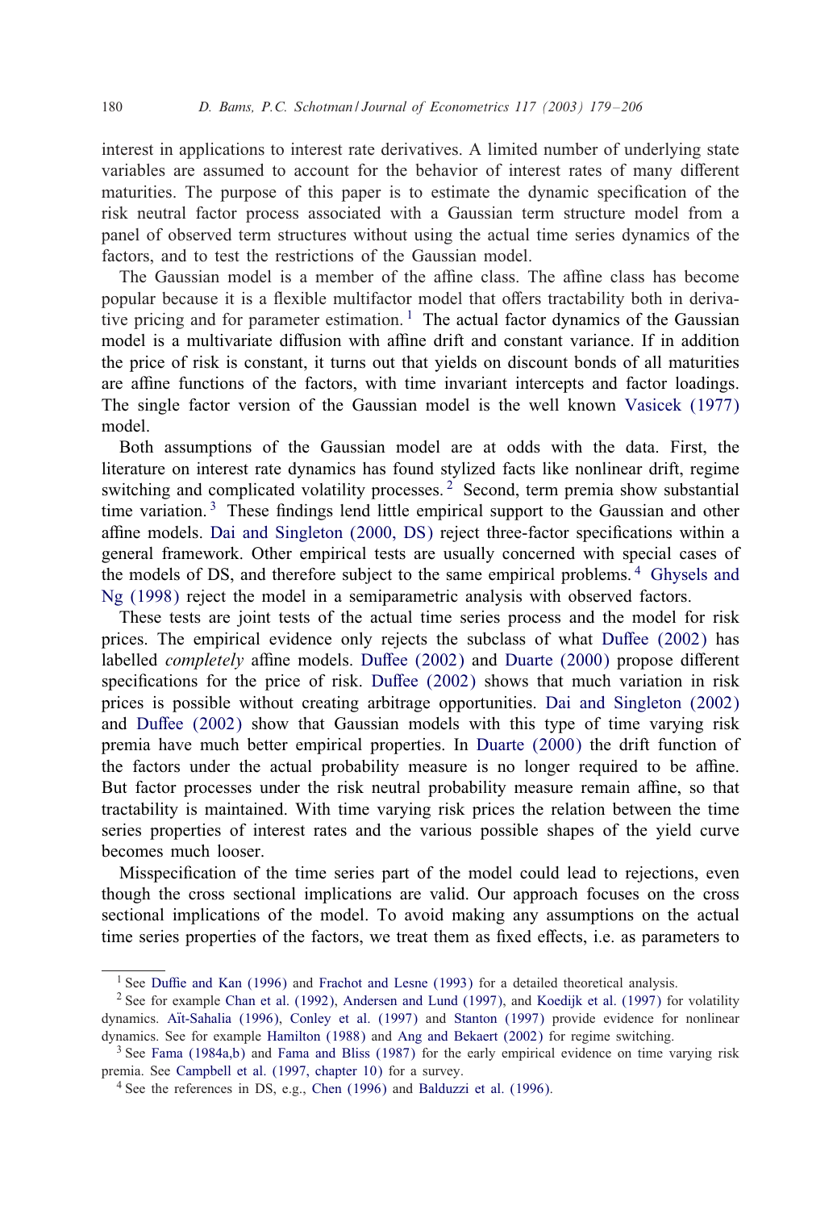interest in applications to interest rate derivatives. A limited number of underlying state variables are assumed to account for the behavior of interest rates of many different maturities. The purpose of this paper is to estimate the dynamic specification of the risk neutral factor process associated with a Gaussian term structure model from a panel of observed term structures without using the actual time series dynamics of the factors, and to test the restrictions of the Gaussian model.

The Gaussian model is a member of the affine class. The affine class has become popular because it is a flexible multifactor model that offers tractability both in derivative pricing and for parameter estimation.[1] The actual factor dynamics of the Gaussian model is a multivariate diffusion with affine drift and constant variance. If in addition the price of risk is constant, it turns out that yields on discount bonds of all maturities are affine functions of the factors, with time invariant intercepts and factor loadings. The single factor version of the Gaussian model is the well known Vasicek (1977) model.

Both assumptions of the Gaussian model are at odds with the data. First, the literature on interest rate dynamics has found stylized facts like nonlinear drift, regime switching and complicated volatility processes.[2] Second, term premia show substantial time variation.[3] These findings lend little empirical support to the Gaussian and other affine models. Dai and Singleton (2000, DS) reject three-factor specifications within a general framework. Other empirical tests are usually concerned with special cases of the models of DS, and therefore subject to the same empirical problems.[4] Ghysels and Ng (1998) reject the model in a semiparametric analysis with observed factors.

These tests are joint tests of the actual time series process and the model for risk prices. The empirical evidence only rejects the subclass of what Duffee (2002) has labelled *completely* affine models. Duffee (2002) and Duarte (2000) propose different specifications for the price of risk. Duffee (2002) shows that much variation in risk prices is possible without creating arbitrage opportunities. Dai and Singleton (2002) and Duffee (2002) show that Gaussian models with this type of time varying risk premia have much better empirical properties. In Duarte (2000) the drift function of the factors under the actual probability measure is no longer required to be affine. But factor processes under the risk neutral probability measure remain affine, so that tractability is maintained. With time varying risk prices the relation between the time series properties of interest rates and the various possible shapes of the yield curve becomes much looser.

Misspecification of the time series part of the model could lead to rejections, even though the cross sectional implications are valid. Our approach focuses on the cross sectional implications of the model. To avoid making any assumptions on the actual time series properties of the factors, we treat them as fixed effects, i.e. as parameters to

---

[1] See Duffie and Kan (1996) and Frachot and Lesne (1993) for a detailed theoretical analysis.

[2] See for example Chan et al. (1992), Andersen and Lund (1997), and Koedijk et al. (1997) for volatility dynamics. Aït-Sahalia (1996), Conley et al. (1997) and Stanton (1997) provide evidence for nonlinear dynamics. See for example Hamilton (1988) and Ang and Bekaert (2002) for regime switching.

[3] See Fama (1984a,b) and Fama and Bliss (1987) for the early empirical evidence on time varying risk premia. See Campbell et al. (1997, chapter 10) for a survey.

[4] See the references in DS, e.g., Chen (1996) and Balduzzi et al. (1996).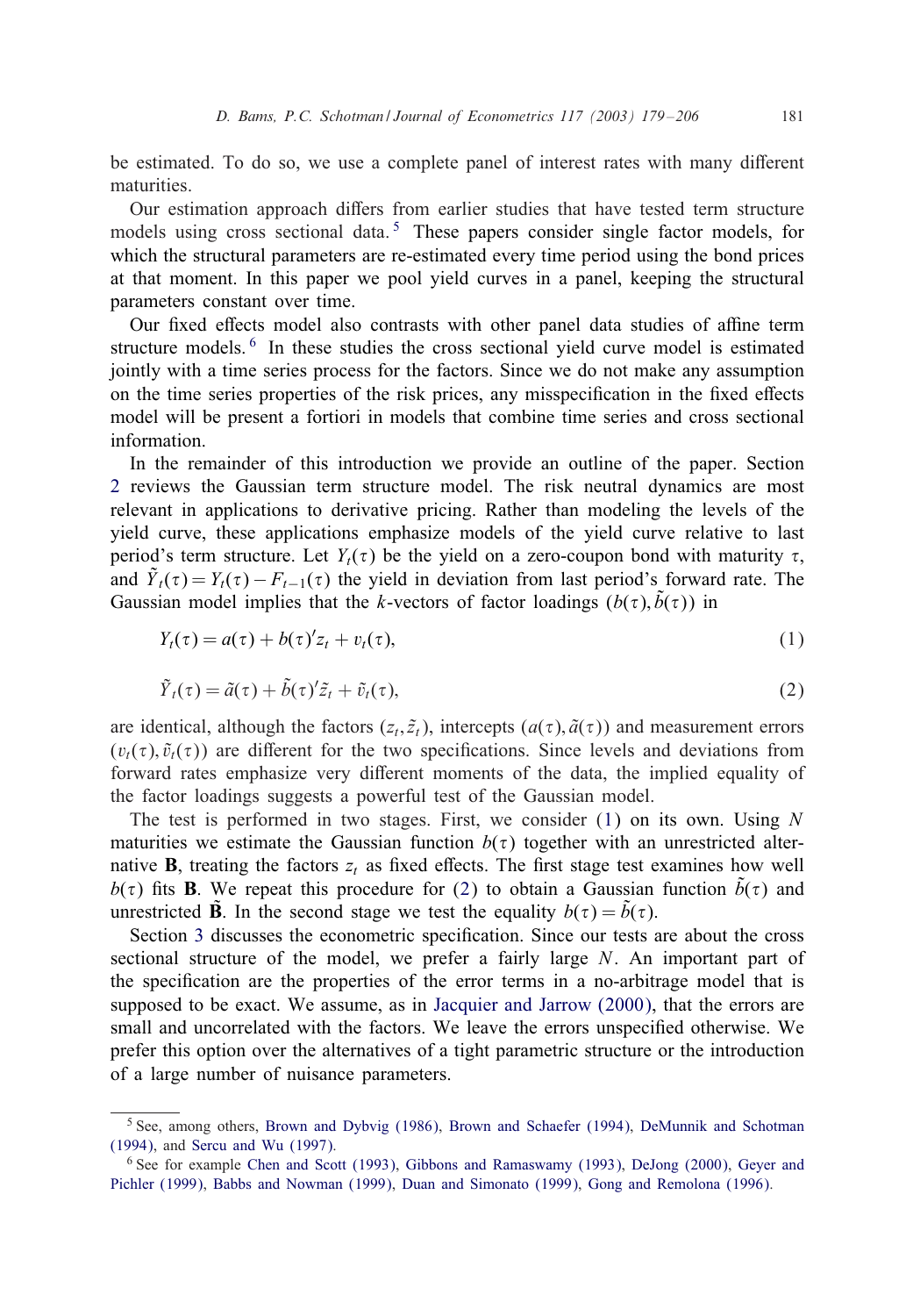be estimated. To do so, we use a complete panel of interest rates with many different maturities.

Our estimation approach differs from earlier studies that have tested term structure models using cross sectional data.[5] These papers consider single factor models, for which the structural parameters are re-estimated every time period using the bond prices at that moment. In this paper we pool yield curves in a panel, keeping the structural parameters constant over time.

Our fixed effects model also contrasts with other panel data studies of affine term structure models.[6] In these studies the cross sectional yield curve model is estimated jointly with a time series process for the factors. Since we do not make any assumption on the time series properties of the risk prices, any misspecification in the fixed effects model will be present a fortiori in models that combine time series and cross sectional information.

In the remainder of this introduction we provide an outline of the paper. Section 2 reviews the Gaussian term structure model. The risk neutral dynamics are most relevant in applications to derivative pricing. Rather than modeling the levels of the yield curve, these applications emphasize models of the yield curve relative to last period's term structure. Let $Y_t(\tau)$ be the yield on a zero-coupon bond with maturity $\tau$, and $\tilde{Y}_t(\tau) = Y_t(\tau) - F_{t-1}(\tau)$ the yield in deviation from last period's forward rate. The Gaussian model implies that the $k$-vectors of factor loadings $(b(\tau), \tilde{b}(\tau))$ in

$$Y_t(\tau) = a(\tau) + b(\tau)' z_t + v_t(\tau), \tag{1}$$

$$\tilde{Y}_t(\tau) = \tilde{a}(\tau) + \tilde{b}(\tau)' \tilde{z}_t + \tilde{v}_t(\tau), \tag{2}$$

are identical, although the factors $(z_t, \tilde{z}_t)$, intercepts $(a(\tau), \tilde{a}(\tau))$ and measurement errors $(v_t(\tau), \tilde{v}_t(\tau))$ are different for the two specifications. Since levels and deviations from forward rates emphasize very different moments of the data, the implied equality of the factor loadings suggests a powerful test of the Gaussian model.

The test is performed in two stages. First, we consider (1) on its own. Using $N$ maturities we estimate the Gaussian function $b(\tau)$ together with an unrestricted alternative $\mathbf{B}$, treating the factors $z_t$ as fixed effects. The first stage test examines how well $b(\tau)$ fits $\mathbf{B}$. We repeat this procedure for (2) to obtain a Gaussian function $\tilde{b}(\tau)$ and unrestricted $\tilde{\mathbf{B}}$. In the second stage we test the equality $b(\tau) = \tilde{b}(\tau)$.

Section 3 discusses the econometric specification. Since our tests are about the cross sectional structure of the model, we prefer a fairly large $N$. An important part of the specification are the properties of the error terms in a no-arbitrage model that is supposed to be exact. We assume, as in Jacquier and Jarrow (2000), that the errors are small and uncorrelated with the factors. We leave the errors unspecified otherwise. We prefer this option over the alternatives of a tight parametric structure or the introduction of a large number of nuisance parameters.

---

[5] See, among others, Brown and Dybvig (1986), Brown and Schaefer (1994), DeMunnik and Schotman (1994), and Sercu and Wu (1997).

[6] See for example Chen and Scott (1993), Gibbons and Ramaswamy (1993), DeJong (2000), Geyer and Pichler (1999), Babbs and Nowman (1999), Duan and Simonato (1999), Gong and Remolona (1996).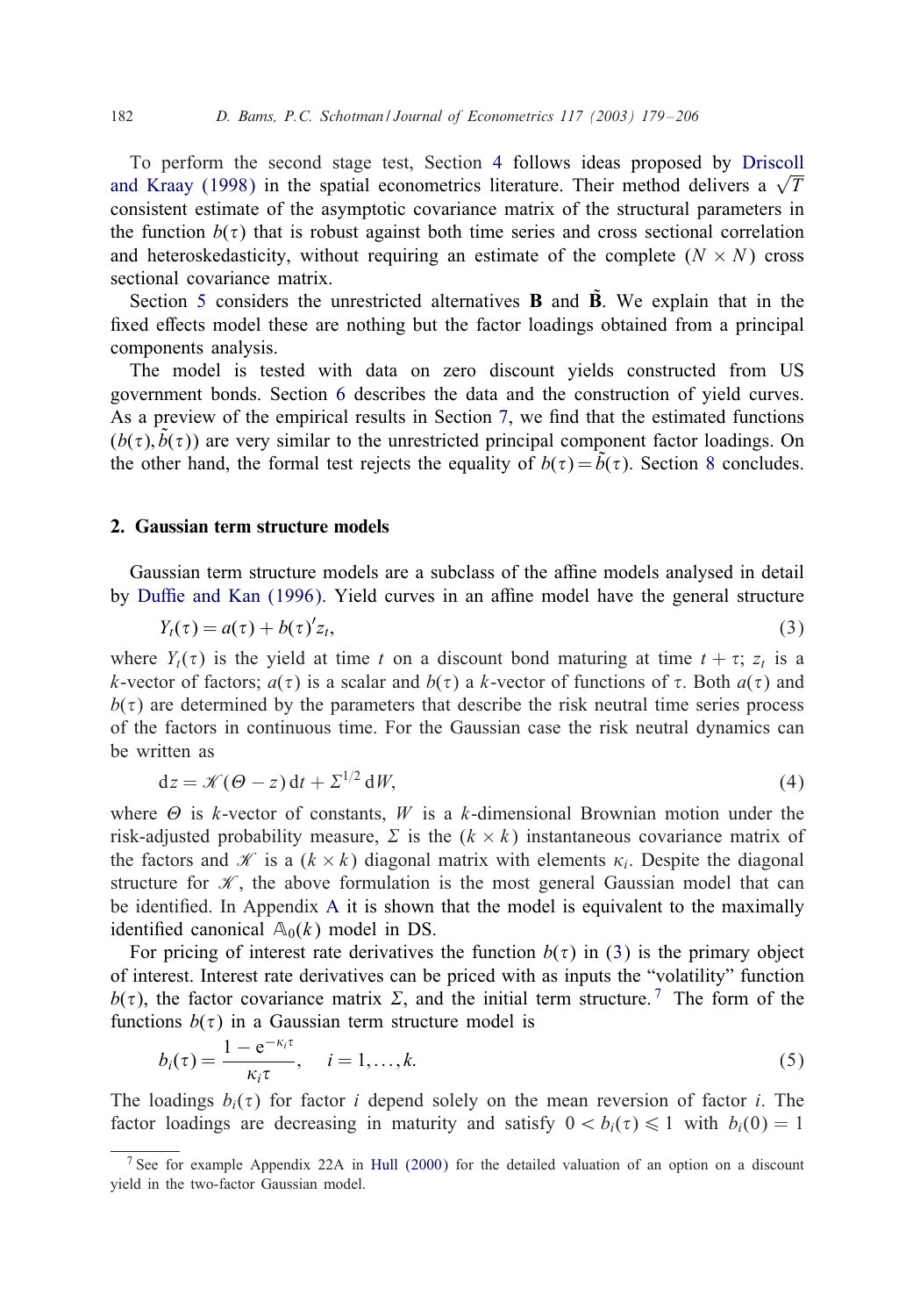To perform the second stage test, Section 4 follows ideas proposed by Driscoll and Kraay (1998) in the spatial econometrics literature. Their method delivers a $\sqrt{T}$ consistent estimate of the asymptotic covariance matrix of the structural parameters in the function $b(\tau)$ that is robust against both time series and cross sectional correlation and heteroskedasticity, without requiring an estimate of the complete $(N \times N)$ cross sectional covariance matrix.

Section 5 considers the unrestricted alternatives $\mathbf{B}$ and $\tilde{\mathbf{B}}$. We explain that in the fixed effects model these are nothing but the factor loadings obtained from a principal components analysis.

The model is tested with data on zero discount yields constructed from US government bonds. Section 6 describes the data and the construction of yield curves. As a preview of the empirical results in Section 7, we find that the estimated functions $(b(\tau), \tilde{b}(\tau))$ are very similar to the unrestricted principal component factor loadings. On the other hand, the formal test rejects the equality of $b(\tau) = \tilde{b}(\tau)$. Section 8 concludes.

## 2. Gaussian term structure models

Gaussian term structure models are a subclass of the affine models analysed in detail by Duffie and Kan (1996). Yield curves in an affine model have the general structure

$$Y_t(\tau) = a(\tau) + b(\tau)' z_t, \tag{3}$$

where $Y_t(\tau)$ is the yield at time $t$ on a discount bond maturing at time $t + \tau$; $z_t$ is a $k$-vector of factors; $a(\tau)$ is a scalar and $b(\tau)$ a $k$-vector of functions of $\tau$. Both $a(\tau)$ and $b(\tau)$ are determined by the parameters that describe the risk neutral time series process of the factors in continuous time. For the Gaussian case the risk neutral dynamics can be written as

$$\mathrm{d}z = \mathscr{K}(\Theta - z)\,\mathrm{d}t + \Sigma^{1/2}\,\mathrm{d}W, \tag{4}$$

where $\Theta$ is $k$-vector of constants, $W$ is a $k$-dimensional Brownian motion under the risk-adjusted probability measure, $\Sigma$ is the $(k \times k)$ instantaneous covariance matrix of the factors and $\mathscr{K}$ is a $(k \times k)$ diagonal matrix with elements $\kappa_i$. Despite the diagonal structure for $\mathscr{K}$, the above formulation is the most general Gaussian model that can be identified. In Appendix A it is shown that the model is equivalent to the maximally identified canonical $\mathbb{A}_0(k)$ model in DS.

For pricing of interest rate derivatives the function $b(\tau)$ in (3) is the primary object of interest. Interest rate derivatives can be priced with as inputs the "volatility" function $b(\tau)$, the factor covariance matrix $\Sigma$, and the initial term structure.[7] The form of the functions $b(\tau)$ in a Gaussian term structure model is

$$b_i(\tau) = \frac{1 - \mathrm{e}^{-\kappa_i \tau}}{\kappa_i \tau}, \quad i = 1, \ldots, k. \tag{5}$$

The loadings $b_i(\tau)$ for factor $i$ depend solely on the mean reversion of factor $i$. The factor loadings are decreasing in maturity and satisfy $0 < b_i(\tau) \leqslant 1$ with $b_i(0) = 1$

[7] See for example Appendix 22A in Hull (2000) for the detailed valuation of an option on a discount yield in the two-factor Gaussian model.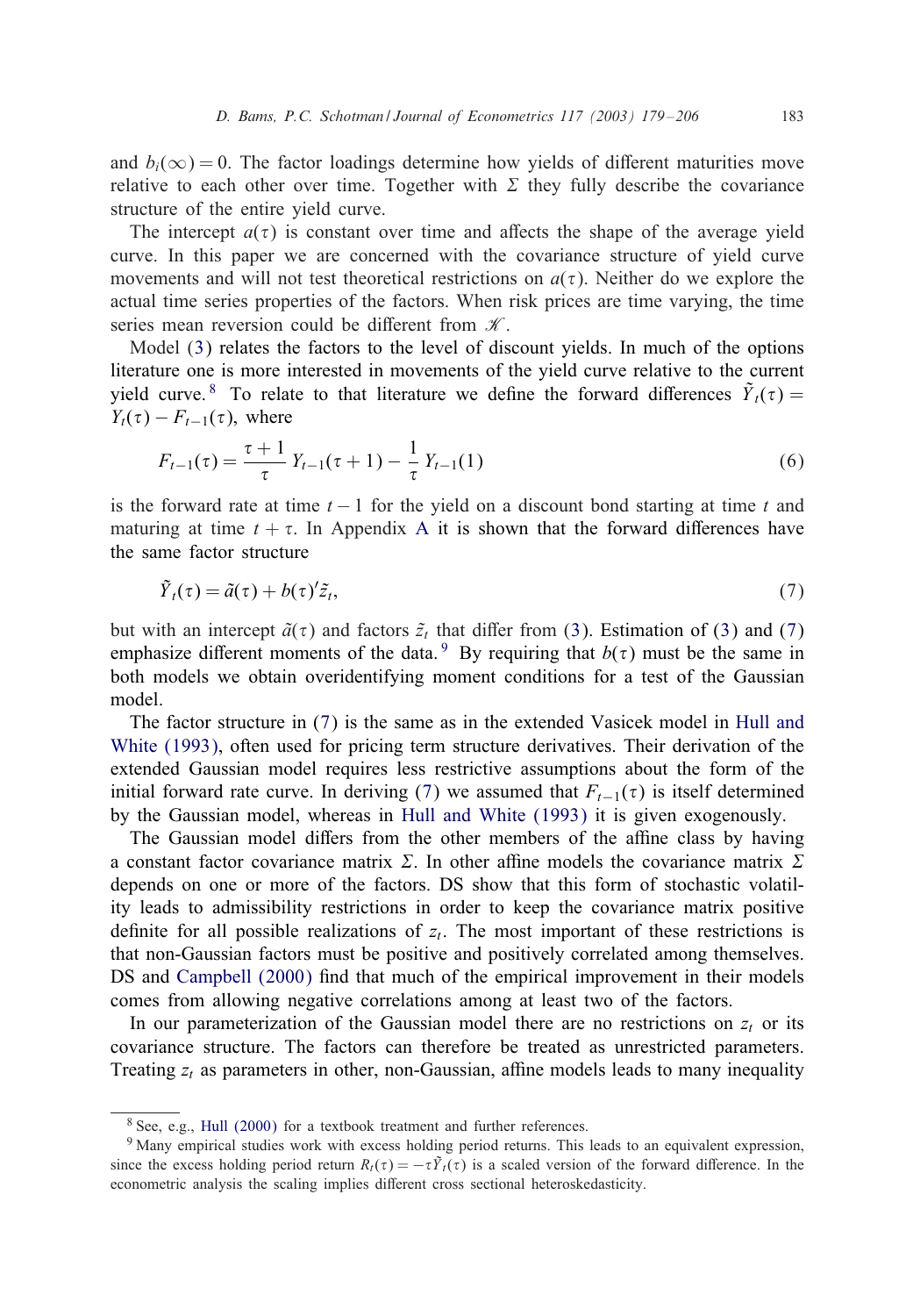and $b_i(\infty) = 0$. The factor loadings determine how yields of different maturities move relative to each other over time. Together with $\Sigma$ they fully describe the covariance structure of the entire yield curve.

The intercept $a(\tau)$ is constant over time and affects the shape of the average yield curve. In this paper we are concerned with the covariance structure of yield curve movements and will not test theoretical restrictions on $a(\tau)$. Neither do we explore the actual time series properties of the factors. When risk prices are time varying, the time series mean reversion could be different from $\mathscr{K}$.

Model (3) relates the factors to the level of discount yields. In much of the options literature one is more interested in movements of the yield curve relative to the current yield curve.[8] To relate to that literature we define the forward differences $\tilde{Y}_t(\tau) = Y_t(\tau) - F_{t-1}(\tau)$, where

$$F_{t-1}(\tau) = \frac{\tau + 1}{\tau} Y_{t-1}(\tau + 1) - \frac{1}{\tau} Y_{t-1}(1) \tag{6}$$

is the forward rate at time $t-1$ for the yield on a discount bond starting at time $t$ and maturing at time $t+\tau$. In Appendix A it is shown that the forward differences have the same factor structure

$$\tilde{Y}_t(\tau) = \tilde{a}(\tau) + b(\tau)'\tilde{z}_t, \tag{7}$$

but with an intercept $\tilde{a}(\tau)$ and factors $\tilde{z}_t$ that differ from (3). Estimation of (3) and (7) emphasize different moments of the data.[9] By requiring that $b(\tau)$ must be the same in both models we obtain overidentifying moment conditions for a test of the Gaussian model.

The factor structure in (7) is the same as in the extended Vasicek model in Hull and White (1993), often used for pricing term structure derivatives. Their derivation of the extended Gaussian model requires less restrictive assumptions about the form of the initial forward rate curve. In deriving (7) we assumed that $F_{t-1}(\tau)$ is itself determined by the Gaussian model, whereas in Hull and White (1993) it is given exogenously.

The Gaussian model differs from the other members of the affine class by having a constant factor covariance matrix $\Sigma$. In other affine models the covariance matrix $\Sigma$ depends on one or more of the factors. DS show that this form of stochastic volatility leads to admissibility restrictions in order to keep the covariance matrix positive definite for all possible realizations of $z_t$. The most important of these restrictions is that non-Gaussian factors must be positive and positively correlated among themselves. DS and Campbell (2000) find that much of the empirical improvement in their models comes from allowing negative correlations among at least two of the factors.

In our parameterization of the Gaussian model there are no restrictions on $z_t$ or its covariance structure. The factors can therefore be treated as unrestricted parameters. Treating $z_t$ as parameters in other, non-Gaussian, affine models leads to many inequality

[8] See, e.g., Hull (2000) for a textbook treatment and further references.

[9] Many empirical studies work with excess holding period returns. This leads to an equivalent expression, since the excess holding period return $R_t(\tau) = -\tau\tilde{Y}_t(\tau)$ is a scaled version of the forward difference. In the econometric analysis the scaling implies different cross sectional heteroskedasticity.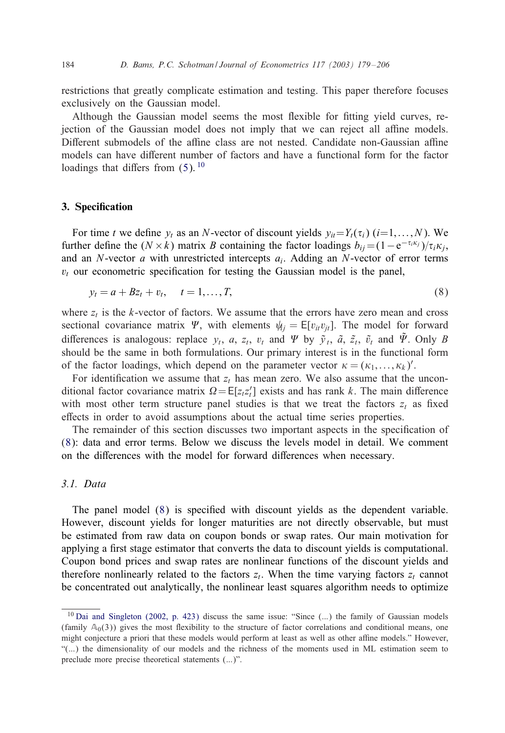restrictions that greatly complicate estimation and testing. This paper therefore focuses exclusively on the Gaussian model.

Although the Gaussian model seems the most flexible for fitting yield curves, rejection of the Gaussian model does not imply that we can reject all affine models. Different submodels of the affine class are not nested. Candidate non-Gaussian affine models can have different number of factors and have a functional form for the factor loadings that differs from (5).[10]

## 3. Specification

For time $t$ we define $y_t$ as an $N$-vector of discount yields $y_{it} = Y_t(\tau_i)$ $(i=1,\ldots,N)$. We further define the $(N \times k)$ matrix $B$ containing the factor loadings $b_{ij} = (1 - \mathrm{e}^{-\tau_i \kappa_j})/\tau_i \kappa_j$, and an $N$-vector $a$ with unrestricted intercepts $a_i$. Adding an $N$-vector of error terms $v_t$ our econometric specification for testing the Gaussian model is the panel,

$$y_t = a + Bz_t + v_t, \quad t = 1,\ldots,T, \tag{8}$$

where $z_t$ is the $k$-vector of factors. We assume that the errors have zero mean and cross sectional covariance matrix $\Psi$, with elements $\psi_{ij} = \mathsf{E}[v_{it} v_{jt}]$. The model for forward differences is analogous: replace $y_t$, $a$, $z_t$, $v_t$ and $\Psi$ by $\tilde{y}_t$, $\tilde{a}$, $\tilde{z}_t$, $\tilde{v}_t$ and $\tilde{\Psi}$. Only $B$ should be the same in both formulations. Our primary interest is in the functional form of the factor loadings, which depend on the parameter vector $\kappa = (\kappa_1,\ldots,\kappa_k)'$.

For identification we assume that $z_t$ has mean zero. We also assume that the unconditional factor covariance matrix $\Omega = \mathsf{E}[z_t z_t']$ exists and has rank $k$. The main difference with most other term structure panel studies is that we treat the factors $z_t$ as fixed effects in order to avoid assumptions about the actual time series properties.

The remainder of this section discusses two important aspects in the specification of (8): data and error terms. Below we discuss the levels model in detail. We comment on the differences with the model for forward differences when necessary.

### 3.1. Data

The panel model (8) is specified with discount yields as the dependent variable. However, discount yields for longer maturities are not directly observable, but must be estimated from raw data on coupon bonds or swap rates. Our main motivation for applying a first stage estimator that converts the data to discount yields is computational. Coupon bond prices and swap rates are nonlinear functions of the discount yields and therefore nonlinearly related to the factors $z_t$. When the time varying factors $z_t$ cannot be concentrated out analytically, the nonlinear least squares algorithm needs to optimize

---

[10] Dai and Singleton (2002, p. 423) discuss the same issue: "Since (...) the family of Gaussian models (family $\mathbb{A}_0(3)$) gives the most flexibility to the structure of factor correlations and conditional means, one might conjecture a priori that these models would perform at least as well as other affine models." However, "(...) the dimensionality of our models and the richness of the moments used in ML estimation seem to preclude more precise theoretical statements (...)".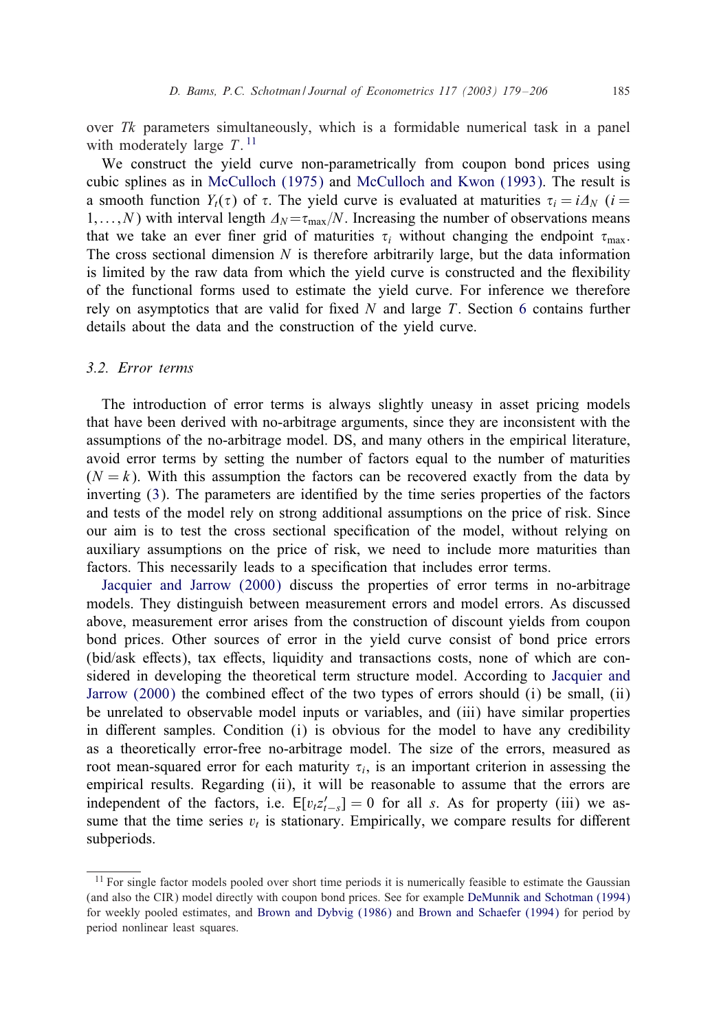over $Tk$ parameters simultaneously, which is a formidable numerical task in a panel with moderately large $T$.[11]

We construct the yield curve non-parametrically from coupon bond prices using cubic splines as in McCulloch (1975) and McCulloch and Kwon (1993). The result is a smooth function $Y_t(\tau)$ of $\tau$. The yield curve is evaluated at maturities $\tau_i = i\Delta_N$ ($i = 1,\ldots,N$) with interval length $\Delta_N = \tau_{\max}/N$. Increasing the number of observations means that we take an ever finer grid of maturities $\tau_i$ without changing the endpoint $\tau_{\max}$. The cross sectional dimension $N$ is therefore arbitrarily large, but the data information is limited by the raw data from which the yield curve is constructed and the flexibility of the functional forms used to estimate the yield curve. For inference we therefore rely on asymptotics that are valid for fixed $N$ and large $T$. Section 6 contains further details about the data and the construction of the yield curve.

### 3.2. Error terms

The introduction of error terms is always slightly uneasy in asset pricing models that have been derived with no-arbitrage arguments, since they are inconsistent with the assumptions of the no-arbitrage model. DS, and many others in the empirical literature, avoid error terms by setting the number of factors equal to the number of maturities ($N = k$). With this assumption the factors can be recovered exactly from the data by inverting (3). The parameters are identified by the time series properties of the factors and tests of the model rely on strong additional assumptions on the price of risk. Since our aim is to test the cross sectional specification of the model, without relying on auxiliary assumptions on the price of risk, we need to include more maturities than factors. This necessarily leads to a specification that includes error terms.

Jacquier and Jarrow (2000) discuss the properties of error terms in no-arbitrage models. They distinguish between measurement errors and model errors. As discussed above, measurement error arises from the construction of discount yields from coupon bond prices. Other sources of error in the yield curve consist of bond price errors (bid/ask effects), tax effects, liquidity and transactions costs, none of which are considered in developing the theoretical term structure model. According to Jacquier and Jarrow (2000) the combined effect of the two types of errors should (i) be small, (ii) be unrelated to observable model inputs or variables, and (iii) have similar properties in different samples. Condition (i) is obvious for the model to have any credibility as a theoretically error-free no-arbitrage model. The size of the errors, measured as root mean-squared error for each maturity $\tau_i$, is an important criterion in assessing the empirical results. Regarding (ii), it will be reasonable to assume that the errors are independent of the factors, i.e. $\mathsf{E}[v_t z_{t-s}'] = 0$ for all $s$. As for property (iii) we assume that the time series $v_t$ is stationary. Empirically, we compare results for different subperiods.

---

[11] For single factor models pooled over short time periods it is numerically feasible to estimate the Gaussian (and also the CIR) model directly with coupon bond prices. See for example DeMunnik and Schotman (1994) for weekly pooled estimates, and Brown and Dybvig (1986) and Brown and Schaefer (1994) for period by period nonlinear least squares.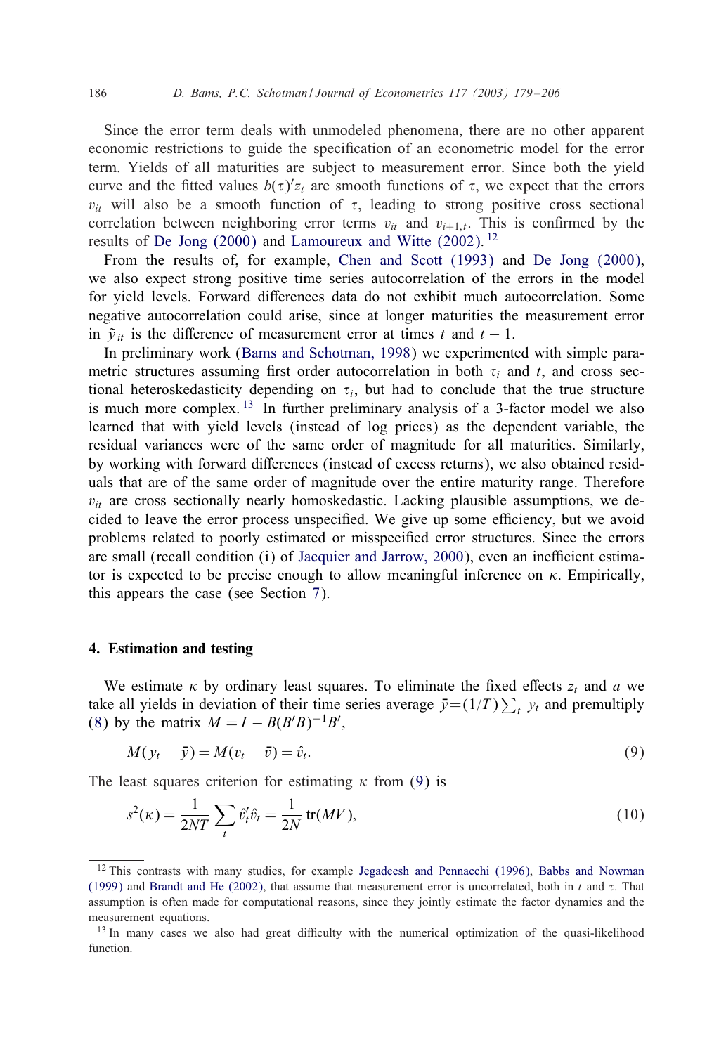Since the error term deals with unmodeled phenomena, there are no other apparent economic restrictions to guide the specification of an econometric model for the error term. Yields of all maturities are subject to measurement error. Since both the yield curve and the fitted values $b(\tau)'z_t$ are smooth functions of $\tau$, we expect that the errors $v_{it}$ will also be a smooth function of $\tau$, leading to strong positive cross sectional correlation between neighboring error terms $v_{it}$ and $v_{i+1,t}$. This is confirmed by the results of De Jong (2000) and Lamoureux and Witte (2002).[12]

From the results of, for example, Chen and Scott (1993) and De Jong (2000), we also expect strong positive time series autocorrelation of the errors in the model for yield levels. Forward differences data do not exhibit much autocorrelation. Some negative autocorrelation could arise, since at longer maturities the measurement error in $\tilde{y}_{it}$ is the difference of measurement error at times $t$ and $t-1$.

In preliminary work (Bams and Schotman, 1998) we experimented with simple parametric structures assuming first order autocorrelation in both $\tau_i$ and $t$, and cross sectional heteroskedasticity depending on $\tau_i$, but had to conclude that the true structure is much more complex.[13] In further preliminary analysis of a 3-factor model we also learned that with yield levels (instead of log prices) as the dependent variable, the residual variances were of the same order of magnitude for all maturities. Similarly, by working with forward differences (instead of excess returns), we also obtained residuals that are of the same order of magnitude over the entire maturity range. Therefore $v_{it}$ are cross sectionally nearly homoskedastic. Lacking plausible assumptions, we decided to leave the error process unspecified. We give up some efficiency, but we avoid problems related to poorly estimated or misspecified error structures. Since the errors are small (recall condition (i) of Jacquier and Jarrow, 2000), even an inefficient estimator is expected to be precise enough to allow meaningful inference on $\kappa$. Empirically, this appears the case (see Section 7).

## 4. Estimation and testing

We estimate $\kappa$ by ordinary least squares. To eliminate the fixed effects $z_t$ and $a$ we take all yields in deviation of their time series average $\bar{y}=(1/T)\sum_t y_t$ and premultiply (8) by the matrix $M = I - B(B'B)^{-1}B'$,

$$M(y_t - \bar{y}) = M(v_t - \bar{v}) = \hat{v}_t. \tag{9}$$

The least squares criterion for estimating $\kappa$ from (9) is

$$s^2(\kappa) = \frac{1}{2NT}\sum_t \hat{v}_t'\hat{v}_t = \frac{1}{2N}\operatorname{tr}(MV), \tag{10}$$

[12] This contrasts with many studies, for example Jegadeesh and Pennacchi (1996), Babbs and Nowman (1999) and Brandt and He (2002), that assume that measurement error is uncorrelated, both in $t$ and $\tau$. That assumption is often made for computational reasons, since they jointly estimate the factor dynamics and the measurement equations.

[13] In many cases we also had great difficulty with the numerical optimization of the quasi-likelihood function.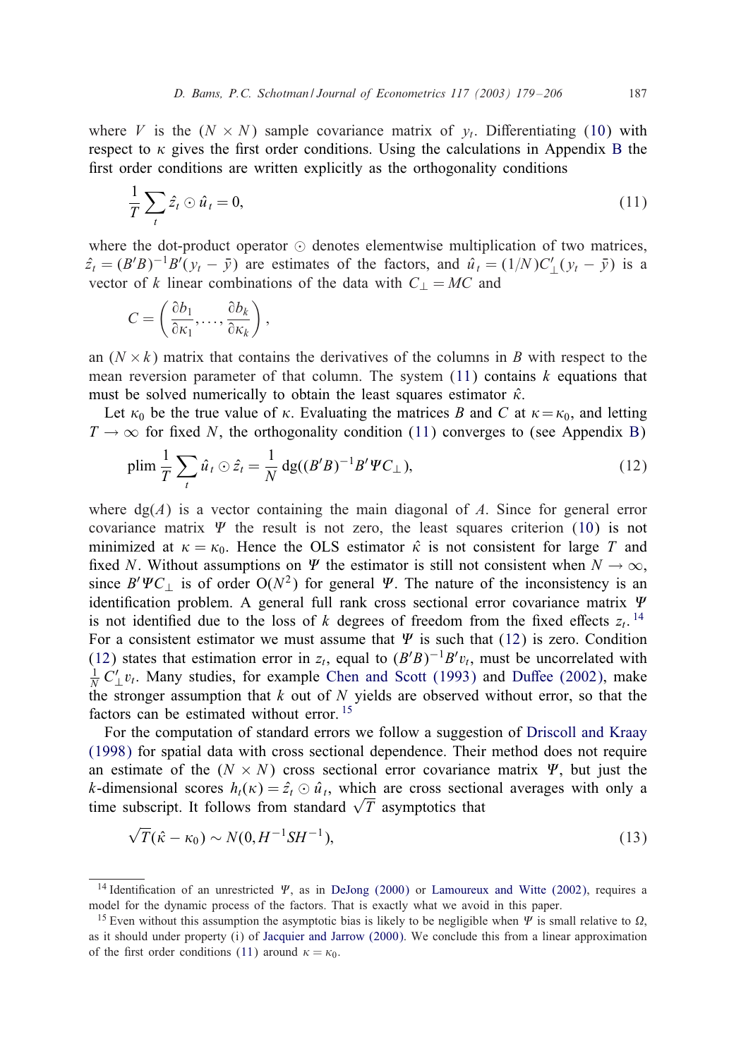where $V$ is the $(N \times N)$ sample covariance matrix of $y_t$. Differentiating (10) with respect to $\kappa$ gives the first order conditions. Using the calculations in Appendix B the first order conditions are written explicitly as the orthogonality conditions

$$\frac{1}{T}\sum_t \hat{z}_t \odot \hat{u}_t = 0, \tag{11}$$

where the dot-product operator $\odot$ denotes elementwise multiplication of two matrices, $\hat{z}_t = (B'B)^{-1}B'(y_t - \bar{y})$ are estimates of the factors, and $\hat{u}_t = (1/N)C'_{\perp}(y_t - \bar{y})$ is a vector of $k$ linear combinations of the data with $C_{\perp} = MC$ and

$$C = \left(\frac{\partial b_1}{\partial \kappa_1}, \ldots, \frac{\partial b_k}{\partial \kappa_k}\right),$$

an $(N \times k)$ matrix that contains the derivatives of the columns in $B$ with respect to the mean reversion parameter of that column. The system (11) contains $k$ equations that must be solved numerically to obtain the least squares estimator $\hat{\kappa}$.

Let $\kappa_0$ be the true value of $\kappa$. Evaluating the matrices $B$ and $C$ at $\kappa = \kappa_0$, and letting $T \to \infty$ for fixed $N$, the orthogonality condition (11) converges to (see Appendix B)

$$\operatorname{plim} \frac{1}{T}\sum_t \hat{u}_t \odot \hat{z}_t = \frac{1}{N}\operatorname{dg}((B'B)^{-1}B'\Psi C_{\perp}), \tag{12}$$

where $\operatorname{dg}(A)$ is a vector containing the main diagonal of $A$. Since for general error covariance matrix $\Psi$ the result is not zero, the least squares criterion (10) is not minimized at $\kappa = \kappa_0$. Hence the OLS estimator $\hat{\kappa}$ is not consistent for large $T$ and fixed $N$. Without assumptions on $\Psi$ the estimator is still not consistent when $N \to \infty$, since $B'\Psi C_{\perp}$ is of order $O(N^2)$ for general $\Psi$. The nature of the inconsistency is an identification problem. A general full rank cross sectional error covariance matrix $\Psi$ is not identified due to the loss of $k$ degrees of freedom from the fixed effects $z_t$.[14] For a consistent estimator we must assume that $\Psi$ is such that (12) is zero. Condition (12) states that estimation error in $z_t$, equal to $(B'B)^{-1}B'v_t$, must be uncorrelated with $\frac{1}{N}C'_{\perp}v_t$. Many studies, for example Chen and Scott (1993) and Duffee (2002), make the stronger assumption that $k$ out of $N$ yields are observed without error, so that the factors can be estimated without error.[15]

For the computation of standard errors we follow a suggestion of Driscoll and Kraay (1998) for spatial data with cross sectional dependence. Their method does not require an estimate of the $(N \times N)$ cross sectional error covariance matrix $\Psi$, but just the $k$-dimensional scores $h_t(\kappa) = \hat{z}_t \odot \hat{u}_t$, which are cross sectional averages with only a time subscript. It follows from standard $\sqrt{T}$ asymptotics that

$$\sqrt{T}(\hat{\kappa} - \kappa_0) \sim N(0, H^{-1}SH^{-1}), \tag{13}$$

[14] Identification of an unrestricted $\Psi$, as in DeJong (2000) or Lamoureux and Witte (2002), requires a model for the dynamic process of the factors. That is exactly what we avoid in this paper.

[15] Even without this assumption the asymptotic bias is likely to be negligible when $\Psi$ is small relative to $\Omega$, as it should under property (i) of Jacquier and Jarrow (2000). We conclude this from a linear approximation of the first order conditions (11) around $\kappa = \kappa_0$.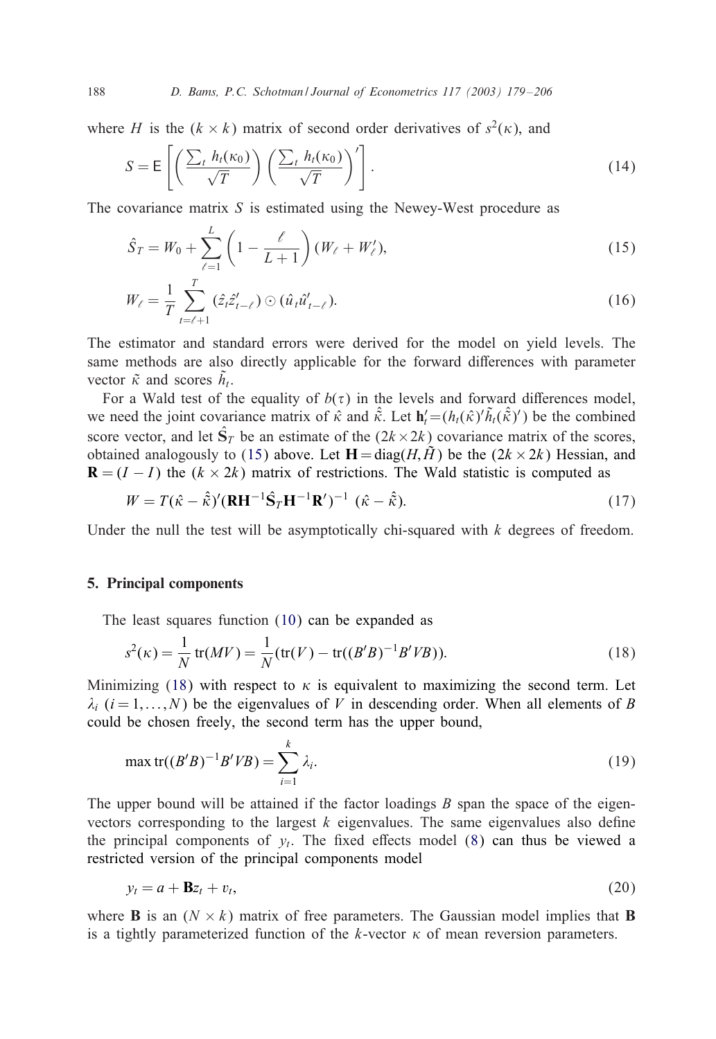where $H$ is the $(k \times k)$ matrix of second order derivatives of $s^2(\kappa)$, and

$$S = \mathsf{E}\left[\left(\frac{\sum_t h_t(\kappa_0)}{\sqrt{T}}\right)\left(\frac{\sum_t h_t(\kappa_0)}{\sqrt{T}}\right)'\right]. \tag{14}$$

The covariance matrix $S$ is estimated using the Newey-West procedure as

$$\hat{S}_T = W_0 + \sum_{\ell=1}^{L}\left(1 - \frac{\ell}{L+1}\right)(W_\ell + W_\ell'), \tag{15}$$

$$W_\ell = \frac{1}{T}\sum_{t=\ell+1}^{T}(\hat{z}_t\hat{z}_{t-\ell}') \odot (\hat{u}_t\hat{u}_{t-\ell}'). \tag{16}$$

The estimator and standard errors were derived for the model on yield levels. The same methods are also directly applicable for the forward differences with parameter vector $\tilde{\kappa}$ and scores $\tilde{h}_t$.

For a Wald test of the equality of $b(\tau)$ in the levels and forward differences model, we need the joint covariance matrix of $\hat{\kappa}$ and $\hat{\tilde{\kappa}}$. Let $\mathbf{h}_t' = (h_t(\hat{\kappa})'\tilde{h}_t(\hat{\tilde{\kappa}})')$ be the combined score vector, and let $\hat{\mathbf{S}}_T$ be an estimate of the $(2k \times 2k)$ covariance matrix of the scores, obtained analogously to (15) above. Let $\mathbf{H} = \mathrm{diag}(H, \tilde{H})$ be the $(2k \times 2k)$ Hessian, and $\mathbf{R} = (I \ -I)$ the $(k \times 2k)$ matrix of restrictions. The Wald statistic is computed as

$$W = T(\hat{\kappa} - \hat{\tilde{\kappa}})'(\mathbf{R}\mathbf{H}^{-1}\hat{\mathbf{S}}_T\mathbf{H}^{-1}\mathbf{R}')^{-1}\ (\hat{\kappa} - \hat{\tilde{\kappa}}). \tag{17}$$

Under the null the test will be asymptotically chi-squared with $k$ degrees of freedom.

## 5. Principal components

The least squares function (10) can be expanded as

$$s^2(\kappa) = \frac{1}{N}\mathrm{tr}(MV) = \frac{1}{N}(\mathrm{tr}(V) - \mathrm{tr}((B'B)^{-1}B'VB)). \tag{18}$$

Minimizing (18) with respect to $\kappa$ is equivalent to maximizing the second term. Let $\lambda_i$ $(i = 1, \ldots, N)$ be the eigenvalues of $V$ in descending order. When all elements of $B$ could be chosen freely, the second term has the upper bound,

$$\max \mathrm{tr}((B'B)^{-1}B'VB) = \sum_{i=1}^{k}\lambda_i. \tag{19}$$

The upper bound will be attained if the factor loadings $B$ span the space of the eigenvectors corresponding to the largest $k$ eigenvalues. The same eigenvalues also define the principal components of $y_t$. The fixed effects model (8) can thus be viewed a restricted version of the principal components model

$$y_t = a + \mathbf{B}z_t + v_t, \tag{20}$$

where $\mathbf{B}$ is an $(N \times k)$ matrix of free parameters. The Gaussian model implies that $\mathbf{B}$ is a tightly parameterized function of the $k$-vector $\kappa$ of mean reversion parameters.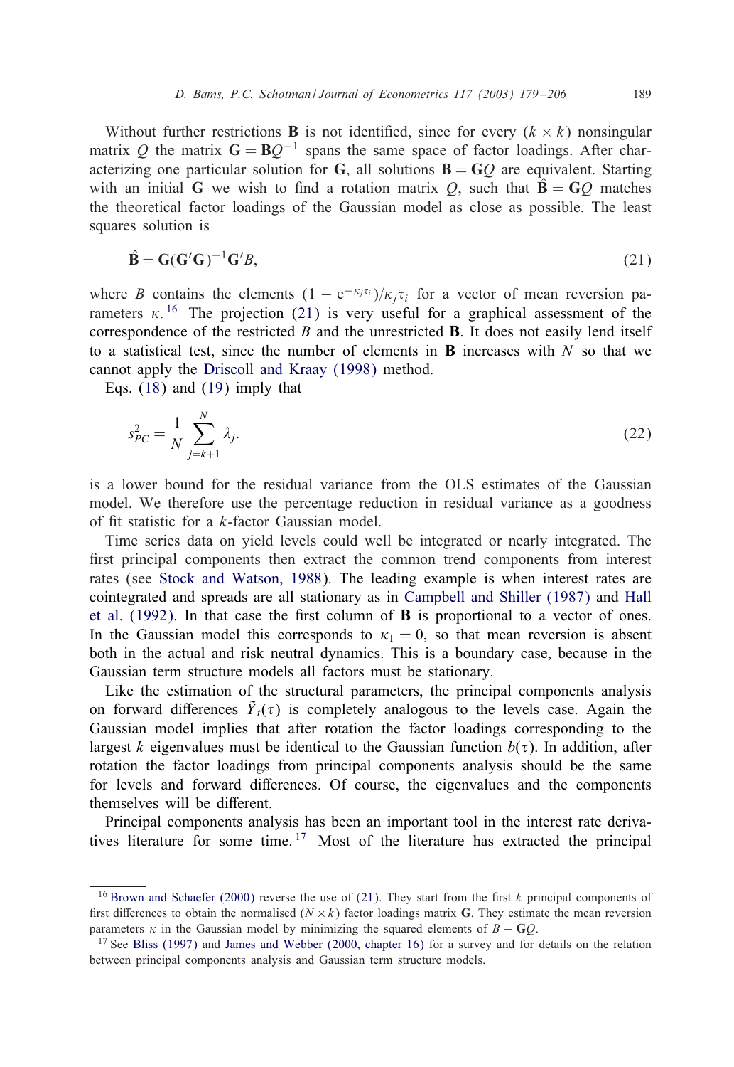Without further restrictions $\mathbf{B}$ is not identified, since for every $(k \times k)$ nonsingular matrix $Q$ the matrix $\mathbf{G} = \mathbf{B}Q^{-1}$ spans the same space of factor loadings. After characterizing one particular solution for $\mathbf{G}$, all solutions $\mathbf{B} = \mathbf{G}Q$ are equivalent. Starting with an initial $\mathbf{G}$ we wish to find a rotation matrix $Q$, such that $\hat{\mathbf{B}} = \mathbf{G}Q$ matches the theoretical factor loadings of the Gaussian model as close as possible. The least squares solution is

$$\hat{\mathbf{B}} = \mathbf{G}(\mathbf{G}'\mathbf{G})^{-1}\mathbf{G}'B, \tag{21}$$

where $B$ contains the elements $(1 - e^{-\kappa_j \tau_i})/\kappa_j \tau_i$ for a vector of mean reversion parameters $\kappa$.[16] The projection (21) is very useful for a graphical assessment of the correspondence of the restricted $B$ and the unrestricted $\mathbf{B}$. It does not easily lend itself to a statistical test, since the number of elements in $\mathbf{B}$ increases with $N$ so that we cannot apply the Driscoll and Kraay (1998) method.

Eqs. (18) and (19) imply that

$$s^2_{PC} = \frac{1}{N} \sum_{j=k+1}^{N} \lambda_j. \tag{22}$$

is a lower bound for the residual variance from the OLS estimates of the Gaussian model. We therefore use the percentage reduction in residual variance as a goodness of fit statistic for a $k$-factor Gaussian model.

Time series data on yield levels could well be integrated or nearly integrated. The first principal components then extract the common trend components from interest rates (see Stock and Watson, 1988). The leading example is when interest rates are cointegrated and spreads are all stationary as in Campbell and Shiller (1987) and Hall et al. (1992). In that case the first column of $\mathbf{B}$ is proportional to a vector of ones. In the Gaussian model this corresponds to $\kappa_1 = 0$, so that mean reversion is absent both in the actual and risk neutral dynamics. This is a boundary case, because in the Gaussian term structure models all factors must be stationary.

Like the estimation of the structural parameters, the principal components analysis on forward differences $\tilde{Y}_t(\tau)$ is completely analogous to the levels case. Again the Gaussian model implies that after rotation the factor loadings corresponding to the largest $k$ eigenvalues must be identical to the Gaussian function $b(\tau)$. In addition, after rotation the factor loadings from principal components analysis should be the same for levels and forward differences. Of course, the eigenvalues and the components themselves will be different.

Principal components analysis has been an important tool in the interest rate derivatives literature for some time.[17] Most of the literature has extracted the principal

[16] Brown and Schaefer (2000) reverse the use of (21). They start from the first $k$ principal components of first differences to obtain the normalised $(N \times k)$ factor loadings matrix $\mathbf{G}$. They estimate the mean reversion parameters $\kappa$ in the Gaussian model by minimizing the squared elements of $B - \mathbf{G}Q$.

[17] See Bliss (1997) and James and Webber (2000, chapter 16) for a survey and for details on the relation between principal components analysis and Gaussian term structure models.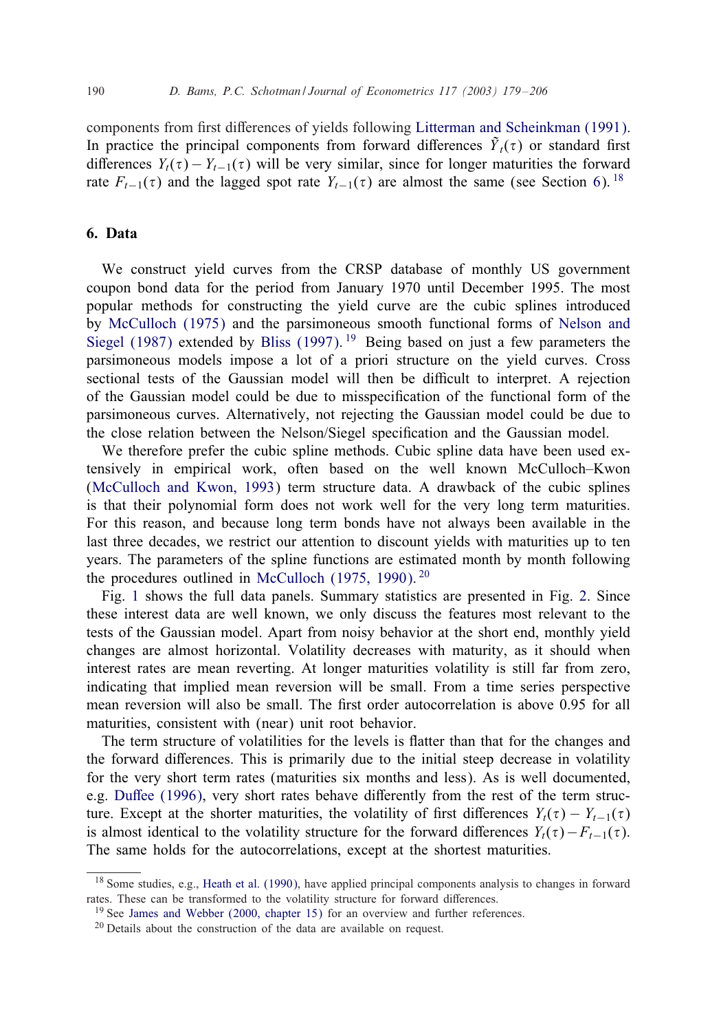components from first differences of yields following Litterman and Scheinkman (1991). In practice the principal components from forward differences $\tilde{Y}_t(\tau)$ or standard first differences $Y_t(\tau) - Y_{t-1}(\tau)$ will be very similar, since for longer maturities the forward rate $F_{t-1}(\tau)$ and the lagged spot rate $Y_{t-1}(\tau)$ are almost the same (see Section 6).[18]

## 6. Data

We construct yield curves from the CRSP database of monthly US government coupon bond data for the period from January 1970 until December 1995. The most popular methods for constructing the yield curve are the cubic splines introduced by McCulloch (1975) and the parsimoneous smooth functional forms of Nelson and Siegel (1987) extended by Bliss (1997).[19] Being based on just a few parameters the parsimoneous models impose a lot of a priori structure on the yield curves. Cross sectional tests of the Gaussian model will then be difficult to interpret. A rejection of the Gaussian model could be due to misspecification of the functional form of the parsimoneous curves. Alternatively, not rejecting the Gaussian model could be due to the close relation between the Nelson/Siegel specification and the Gaussian model.

We therefore prefer the cubic spline methods. Cubic spline data have been used extensively in empirical work, often based on the well known McCulloch–Kwon (McCulloch and Kwon, 1993) term structure data. A drawback of the cubic splines is that their polynomial form does not work well for the very long term maturities. For this reason, and because long term bonds have not always been available in the last three decades, we restrict our attention to discount yields with maturities up to ten years. The parameters of the spline functions are estimated month by month following the procedures outlined in McCulloch (1975, 1990).[20]

Fig. 1 shows the full data panels. Summary statistics are presented in Fig. 2. Since these interest data are well known, we only discuss the features most relevant to the tests of the Gaussian model. Apart from noisy behavior at the short end, monthly yield changes are almost horizontal. Volatility decreases with maturity, as it should when interest rates are mean reverting. At longer maturities volatility is still far from zero, indicating that implied mean reversion will be small. From a time series perspective mean reversion will also be small. The first order autocorrelation is above 0.95 for all maturities, consistent with (near) unit root behavior.

The term structure of volatilities for the levels is flatter than that for the changes and the forward differences. This is primarily due to the initial steep decrease in volatility for the very short term rates (maturities six months and less). As is well documented, e.g. Duffee (1996), very short rates behave differently from the rest of the term structure. Except at the shorter maturities, the volatility of first differences $Y_t(\tau) - Y_{t-1}(\tau)$ is almost identical to the volatility structure for the forward differences $Y_t(\tau) - F_{t-1}(\tau)$. The same holds for the autocorrelations, except at the shortest maturities.

---

[18] Some studies, e.g., Heath et al. (1990), have applied principal components analysis to changes in forward rates. These can be transformed to the volatility structure for forward differences.

[19] See James and Webber (2000, chapter 15) for an overview and further references.

[20] Details about the construction of the data are available on request.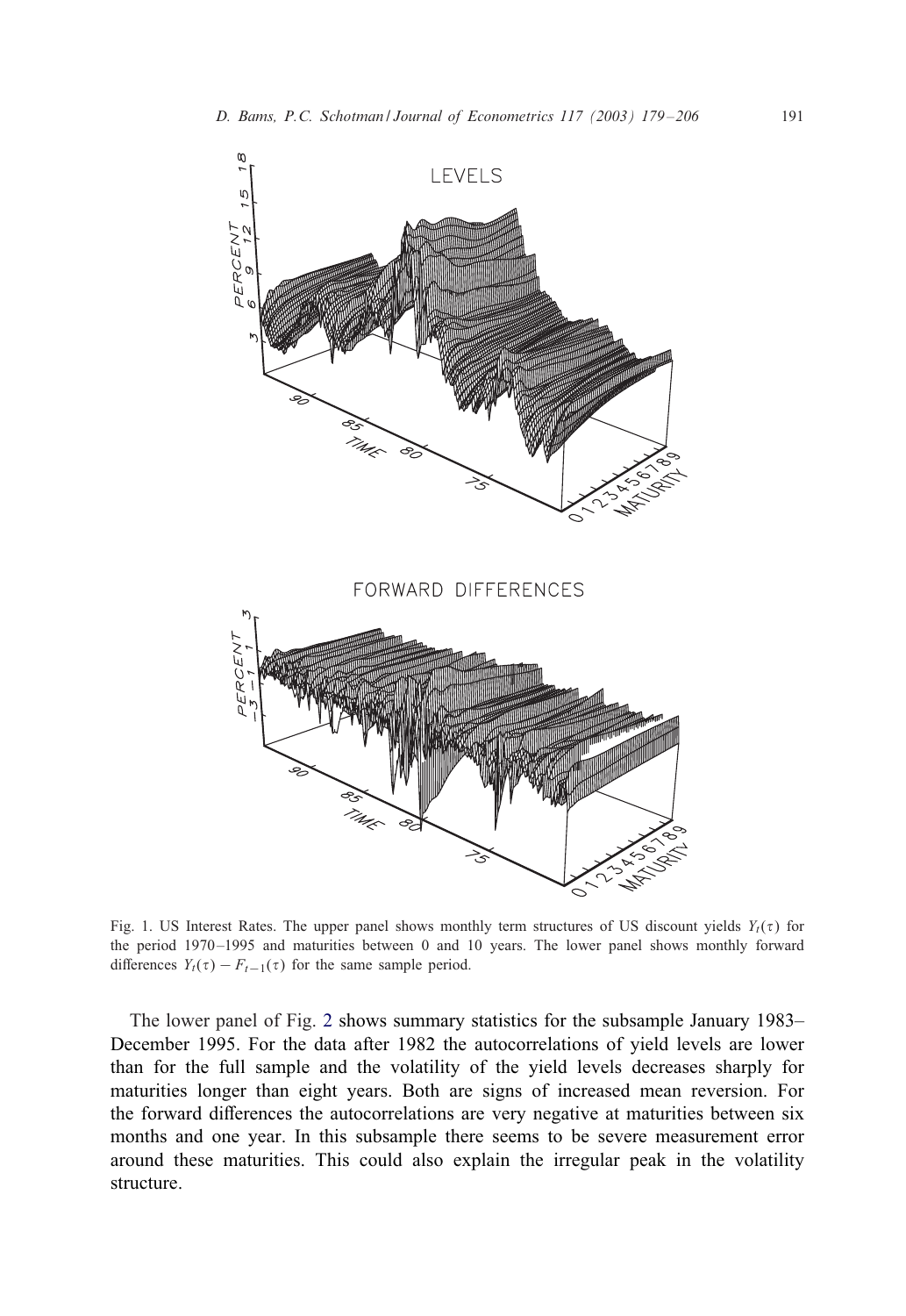Fig. 1. US Interest Rates. The upper panel shows monthly term structures of US discount yields $Y_t(\tau)$ for the period 1970–1995 and maturities between 0 and 10 years. The lower panel shows monthly forward differences $Y_t(\tau) - F_{t-1}(\tau)$ for the same sample period.

The lower panel of Fig. 2 shows summary statistics for the subsample January 1983–December 1995. For the data after 1982 the autocorrelations of yield levels are lower than for the full sample and the volatility of the yield levels decreases sharply for maturities longer than eight years. Both are signs of increased mean reversion. For the forward differences the autocorrelations are very negative at maturities between six months and one year. In this subsample there seems to be severe measurement error around these maturities. This could also explain the irregular peak in the volatility structure.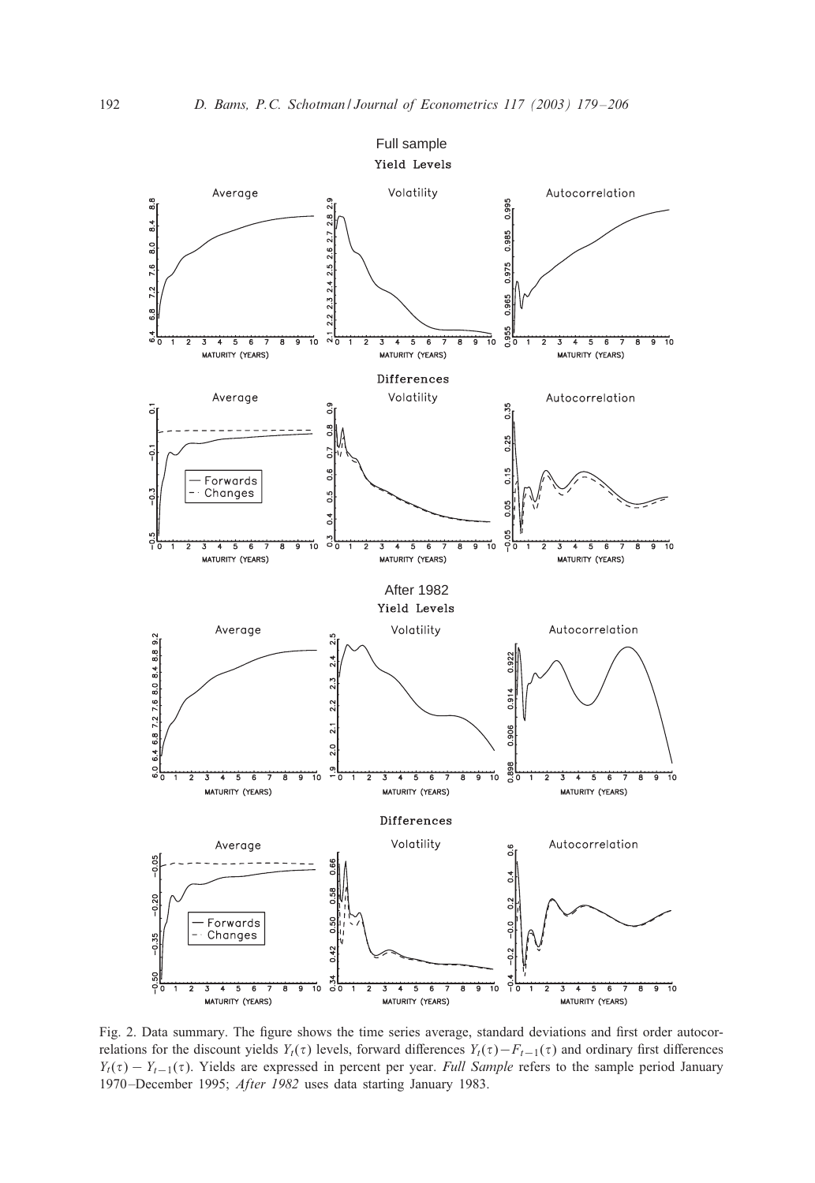Fig. 2. Data summary. The figure shows the time series average, standard deviations and first order autocorrelations for the discount yields $Y_t(\tau)$ levels, forward differences $Y_t(\tau) - F_{t-1}(\tau)$ and ordinary first differences $Y_t(\tau) - Y_{t-1}(\tau)$. Yields are expressed in percent per year. *Full Sample* refers to the sample period January 1970–December 1995; *After 1982* uses data starting January 1983.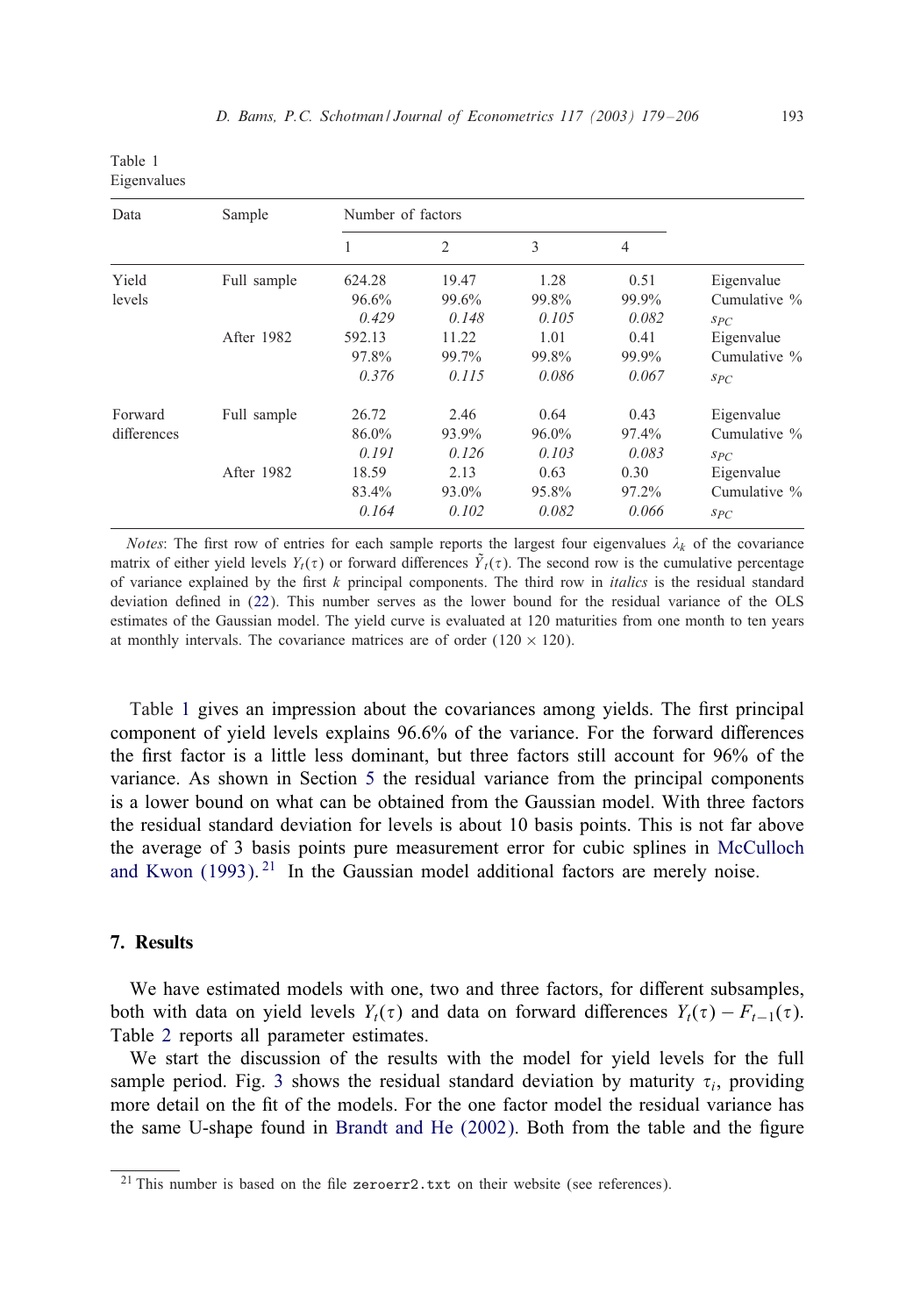Table 1
Eigenvalues

| Data | Sample | Number of factors | | | | |
|---|---|---|---|---|---|---|
| | | 1 | 2 | 3 | 4 | |
| Yield levels | Full sample | 624.28 | 19.47 | 1.28 | 0.51 | Eigenvalue |
| | | 96.6% | 99.6% | 99.8% | 99.9% | Cumulative % |
| | | *0.429* | *0.148* | *0.105* | *0.082* | $s_{PC}$ |
| | After 1982 | 592.13 | 11.22 | 1.01 | 0.41 | Eigenvalue |
| | | 97.8% | 99.7% | 99.8% | 99.9% | Cumulative % |
| | | *0.376* | *0.115* | *0.086* | *0.067* | $s_{PC}$ |
| Forward differences | Full sample | 26.72 | 2.46 | 0.64 | 0.43 | Eigenvalue |
| | | 86.0% | 93.9% | 96.0% | 97.4% | Cumulative % |
| | | *0.191* | *0.126* | *0.103* | *0.083* | $s_{PC}$ |
| | After 1982 | 18.59 | 2.13 | 0.63 | 0.30 | Eigenvalue |
| | | 83.4% | 93.0% | 95.8% | 97.2% | Cumulative % |
| | | *0.164* | *0.102* | *0.082* | *0.066* | $s_{PC}$ |

*Notes*: The first row of entries for each sample reports the largest four eigenvalues $\lambda_k$ of the covariance matrix of either yield levels $Y_t(\tau)$ or forward differences $\tilde{Y}_t(\tau)$. The second row is the cumulative percentage of variance explained by the first $k$ principal components. The third row in *italics* is the residual standard deviation defined in (22). This number serves as the lower bound for the residual variance of the OLS estimates of the Gaussian model. The yield curve is evaluated at 120 maturities from one month to ten years at monthly intervals. The covariance matrices are of order $(120 \times 120)$.

Table 1 gives an impression about the covariances among yields. The first principal component of yield levels explains 96.6% of the variance. For the forward differences the first factor is a little less dominant, but three factors still account for 96% of the variance. As shown in Section 5 the residual variance from the principal components is a lower bound on what can be obtained from the Gaussian model. With three factors the residual standard deviation for levels is about 10 basis points. This is not far above the average of 3 basis points pure measurement error for cubic splines in McCulloch and Kwon (1993).[21] In the Gaussian model additional factors are merely noise.

## 7. Results

We have estimated models with one, two and three factors, for different subsamples, both with data on yield levels $Y_t(\tau)$ and data on forward differences $Y_t(\tau) - F_{t-1}(\tau)$. Table 2 reports all parameter estimates.

We start the discussion of the results with the model for yield levels for the full sample period. Fig. 3 shows the residual standard deviation by maturity $\tau_i$, providing more detail on the fit of the models. For the one factor model the residual variance has the same U-shape found in Brandt and He (2002). Both from the table and the figure

[21] This number is based on the file `zeroerr2.txt` on their website (see references).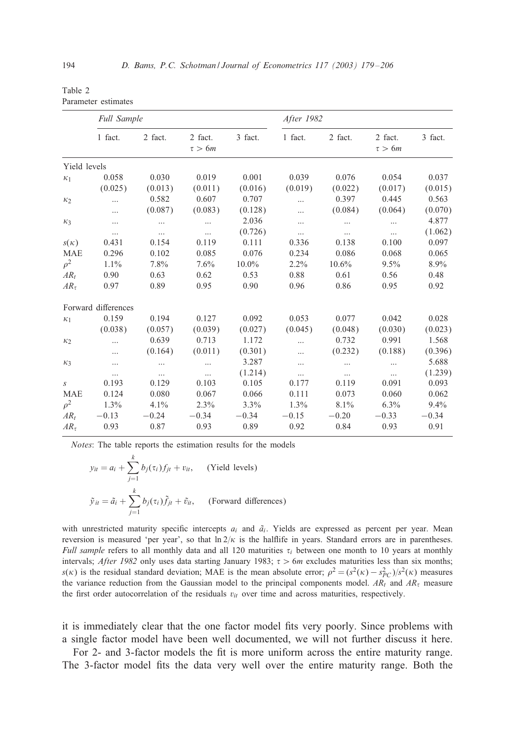Table 2
Parameter estimates

| | *Full Sample* | | | | *After 1982* | | | |
|---|---|---|---|---|---|---|---|---|
| | 1 fact. | 2 fact. | 2 fact. $\tau > 6m$ | 3 fact. | 1 fact. | 2 fact. | 2 fact. $\tau > 6m$ | 3 fact. |
| Yield levels | | | | | | | | |
| $\kappa_1$ | 0.058 | 0.030 | 0.019 | 0.001 | 0.039 | 0.076 | 0.054 | 0.037 |
| | (0.025) | (0.013) | (0.011) | (0.016) | (0.019) | (0.022) | (0.017) | (0.015) |
| $\kappa_2$ | ... | 0.582 | 0.607 | 0.707 | ... | 0.397 | 0.445 | 0.563 |
| | ... | (0.087) | (0.083) | (0.128) | ... | (0.084) | (0.064) | (0.070) |
| $\kappa_3$ | ... | ... | ... | 2.036 | ... | ... | ... | 4.877 |
| | ... | ... | ... | (0.726) | ... | ... | ... | (1.062) |
| $s(\kappa)$ | 0.431 | 0.154 | 0.119 | 0.111 | 0.336 | 0.138 | 0.100 | 0.097 |
| MAE | 0.296 | 0.102 | 0.085 | 0.076 | 0.234 | 0.086 | 0.068 | 0.065 |
| $\rho^2$ | 1.1% | 7.8% | 7.6% | 10.0% | 2.2% | 10.6% | 9.5% | 8.9% |
| $AR_t$ | 0.90 | 0.63 | 0.62 | 0.53 | 0.88 | 0.61 | 0.56 | 0.48 |
| $AR_\tau$ | 0.97 | 0.89 | 0.95 | 0.90 | 0.96 | 0.86 | 0.95 | 0.92 |
| Forward differences | | | | | | | | |
| $\kappa_1$ | 0.159 | 0.194 | 0.127 | 0.092 | 0.053 | 0.077 | 0.042 | 0.028 |
| | (0.038) | (0.057) | (0.039) | (0.027) | (0.045) | (0.048) | (0.030) | (0.023) |
| $\kappa_2$ | ... | 0.639 | 0.713 | 1.172 | ... | 0.732 | 0.991 | 1.568 |
| | ... | (0.164) | (0.011) | (0.301) | ... | (0.232) | (0.188) | (0.396) |
| $\kappa_3$ | ... | ... | ... | 3.287 | ... | ... | ... | 5.688 |
| | ... | ... | ... | (1.214) | ... | ... | ... | (1.239) |
| $s$ | 0.193 | 0.129 | 0.103 | 0.105 | 0.177 | 0.119 | 0.091 | 0.093 |
| MAE | 0.124 | 0.080 | 0.067 | 0.066 | 0.111 | 0.073 | 0.060 | 0.062 |
| $\rho^2$ | 1.3% | 4.1% | 2.3% | 3.3% | 1.3% | 8.1% | 6.3% | 9.4% |
| $AR_t$ | −0.13 | −0.24 | −0.34 | −0.34 | −0.15 | −0.20 | −0.33 | −0.34 |
| $AR_\tau$ | 0.93 | 0.87 | 0.93 | 0.89 | 0.92 | 0.84 | 0.93 | 0.91 |

*Notes*: The table reports the estimation results for the models

$$y_{it} = a_i + \sum_{j=1}^{k} b_j(\tau_i) f_{jt} + v_{it}, \qquad \text{(Yield levels)}$$

$$\tilde{y}_{it} = \tilde{a}_i + \sum_{j=1}^{k} b_j(\tau_i) \tilde{f}_{jt} + \tilde{v}_{it}, \qquad \text{(Forward differences)}$$

with unrestricted maturity specific intercepts $a_i$ and $\tilde{a}_i$. Yields are expressed as percent per year. Mean reversion is measured 'per year', so that $\ln 2/\kappa$ is the halflife in years. Standard errors are in parentheses. *Full sample* refers to all monthly data and all 120 maturities $\tau_i$ between one month to 10 years at monthly intervals; *After 1982* only uses data starting January 1983; $\tau > 6m$ excludes maturities less than six months; $s(\kappa)$ is the residual standard deviation; MAE is the mean absolute error; $\rho^2 = (s^2(\kappa) - s^2_{PC})/s^2(\kappa)$ measures the variance reduction from the Gaussian model to the principal components model. $AR_t$ and $AR_\tau$ measure the first order autocorrelation of the residuals $v_{it}$ over time and across maturities, respectively.

it is immediately clear that the one factor model fits very poorly. Since problems with a single factor model have been well documented, we will not further discuss it here.

For 2- and 3-factor models the fit is more uniform across the entire maturity range. The 3-factor model fits the data very well over the entire maturity range. Both the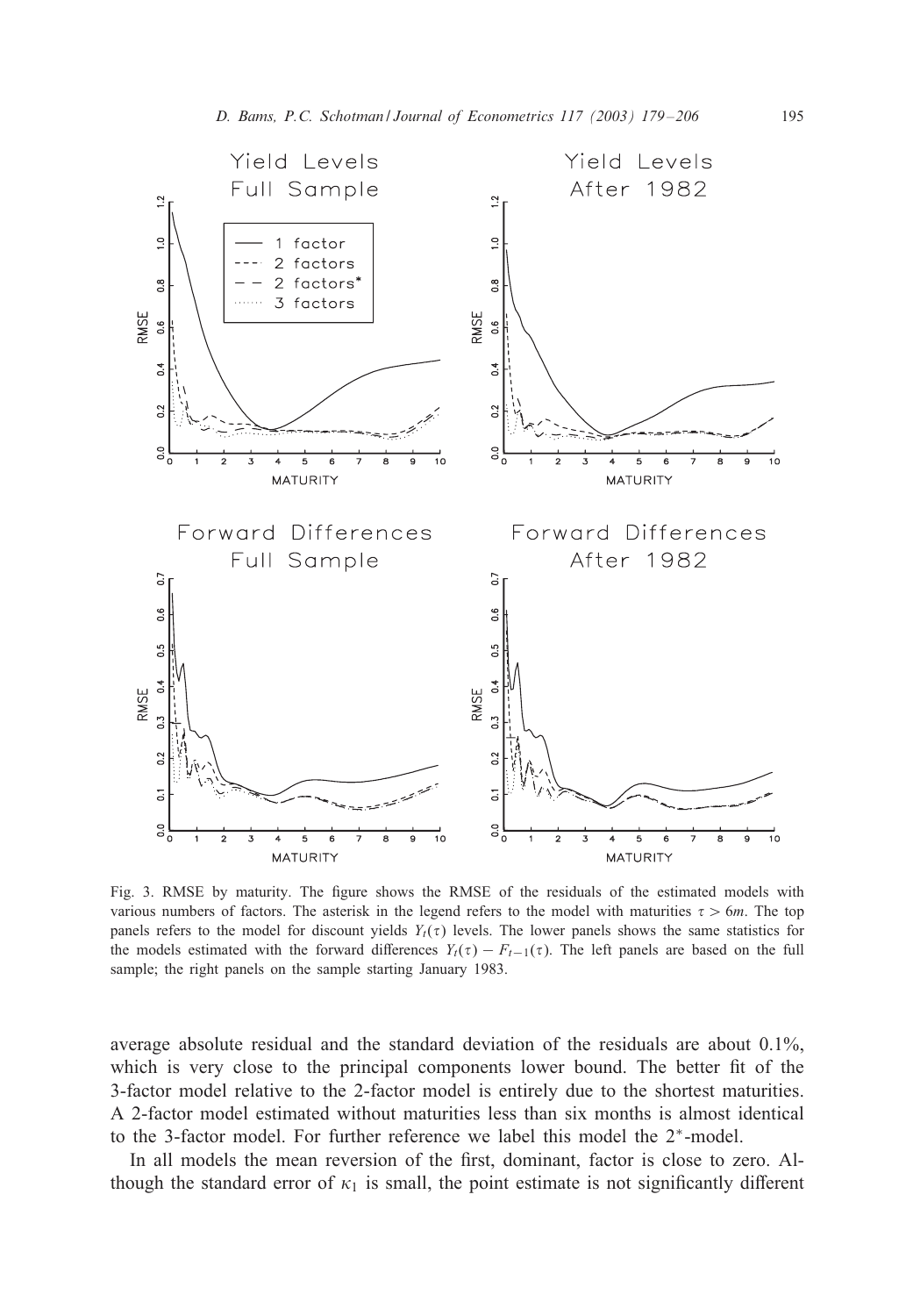Fig. 3. RMSE by maturity. The figure shows the RMSE of the residuals of the estimated models with various numbers of factors. The asterisk in the legend refers to the model with maturities $\tau > 6m$. The top panels refers to the model for discount yields $Y_t(\tau)$ levels. The lower panels shows the same statistics for the models estimated with the forward differences $Y_t(\tau) - F_{t-1}(\tau)$. The left panels are based on the full sample; the right panels on the sample starting January 1983.

average absolute residual and the standard deviation of the residuals are about 0.1%, which is very close to the principal components lower bound. The better fit of the 3-factor model relative to the 2-factor model is entirely due to the shortest maturities. A 2-factor model estimated without maturities less than six months is almost identical to the 3-factor model. For further reference we label this model the $2^*$-model.

In all models the mean reversion of the first, dominant, factor is close to zero. Although the standard error of $\kappa_1$ is small, the point estimate is not significantly different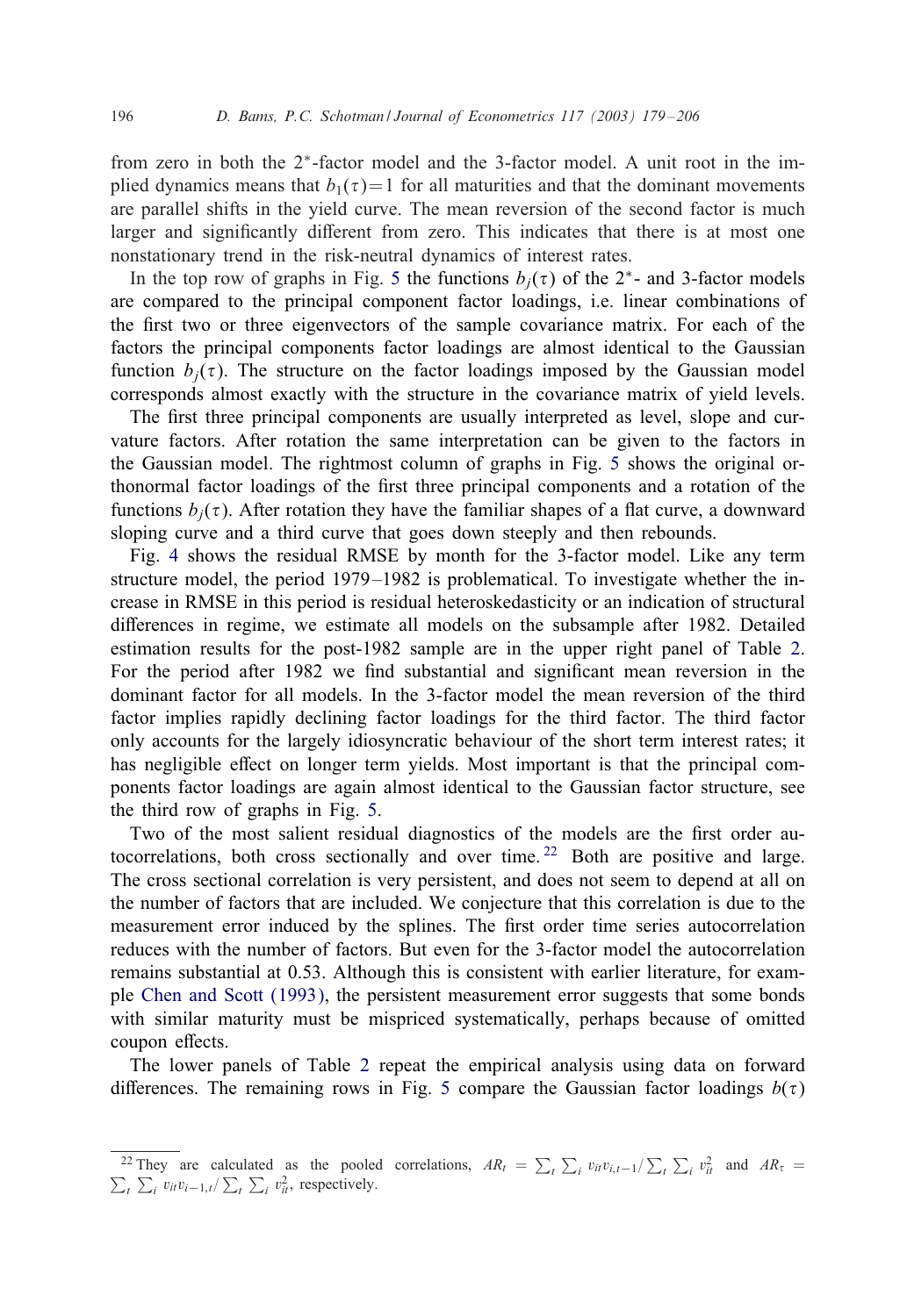from zero in both the $2^*$-factor model and the 3-factor model. A unit root in the implied dynamics means that $b_1(\tau)=1$ for all maturities and that the dominant movements are parallel shifts in the yield curve. The mean reversion of the second factor is much larger and significantly different from zero. This indicates that there is at most one nonstationary trend in the risk-neutral dynamics of interest rates.

In the top row of graphs in Fig. 5 the functions $b_j(\tau)$ of the $2^*$- and 3-factor models are compared to the principal component factor loadings, i.e. linear combinations of the first two or three eigenvectors of the sample covariance matrix. For each of the factors the principal components factor loadings are almost identical to the Gaussian function $b_j(\tau)$. The structure on the factor loadings imposed by the Gaussian model corresponds almost exactly with the structure in the covariance matrix of yield levels.

The first three principal components are usually interpreted as level, slope and curvature factors. After rotation the same interpretation can be given to the factors in the Gaussian model. The rightmost column of graphs in Fig. 5 shows the original orthonormal factor loadings of the first three principal components and a rotation of the functions $b_j(\tau)$. After rotation they have the familiar shapes of a flat curve, a downward sloping curve and a third curve that goes down steeply and then rebounds.

Fig. 4 shows the residual RMSE by month for the 3-factor model. Like any term structure model, the period 1979–1982 is problematical. To investigate whether the increase in RMSE in this period is residual heteroskedasticity or an indication of structural differences in regime, we estimate all models on the subsample after 1982. Detailed estimation results for the post-1982 sample are in the upper right panel of Table 2. For the period after 1982 we find substantial and significant mean reversion in the dominant factor for all models. In the 3-factor model the mean reversion of the third factor implies rapidly declining factor loadings for the third factor. The third factor only accounts for the largely idiosyncratic behaviour of the short term interest rates; it has negligible effect on longer term yields. Most important is that the principal components factor loadings are again almost identical to the Gaussian factor structure, see the third row of graphs in Fig. 5.

Two of the most salient residual diagnostics of the models are the first order autocorrelations, both cross sectionally and over time.[22] Both are positive and large. The cross sectional correlation is very persistent, and does not seem to depend at all on the number of factors that are included. We conjecture that this correlation is due to the measurement error induced by the splines. The first order time series autocorrelation reduces with the number of factors. But even for the 3-factor model the autocorrelation remains substantial at 0.53. Although this is consistent with earlier literature, for example Chen and Scott (1993), the persistent measurement error suggests that some bonds with similar maturity must be mispriced systematically, perhaps because of omitted coupon effects.

The lower panels of Table 2 repeat the empirical analysis using data on forward differences. The remaining rows in Fig. 5 compare the Gaussian factor loadings $b(\tau)$

[22] They are calculated as the pooled correlations, $AR_t = \sum_t \sum_i v_{it}v_{i,t-1} / \sum_t \sum_i v_{it}^2$ and $AR_\tau = \sum_t \sum_i v_{it}v_{i-1,t} / \sum_t \sum_i v_{it}^2$, respectively.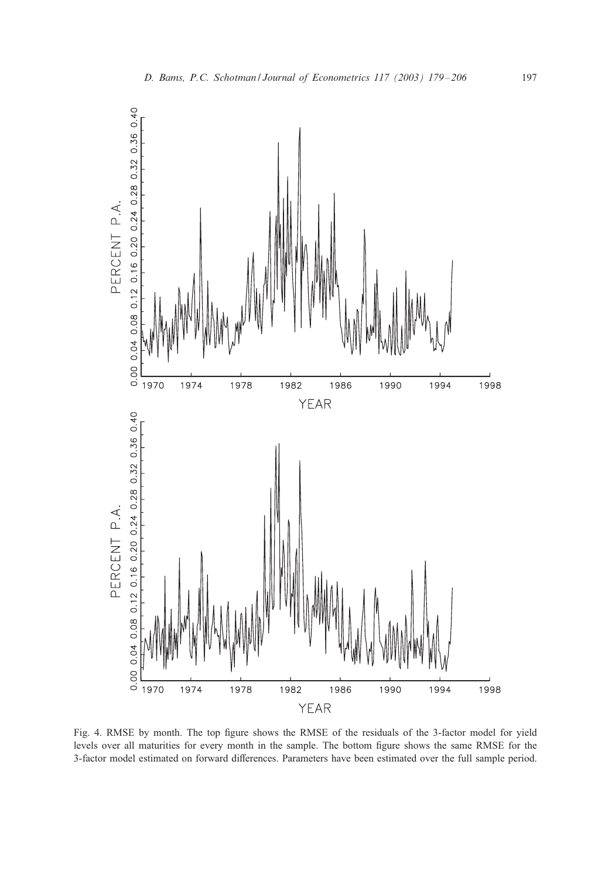Fig. 4. RMSE by month. The top figure shows the RMSE of the residuals of the 3-factor model for yield levels over all maturities for every month in the sample. The bottom figure shows the same RMSE for the 3-factor model estimated on forward differences. Parameters have been estimated over the full sample period.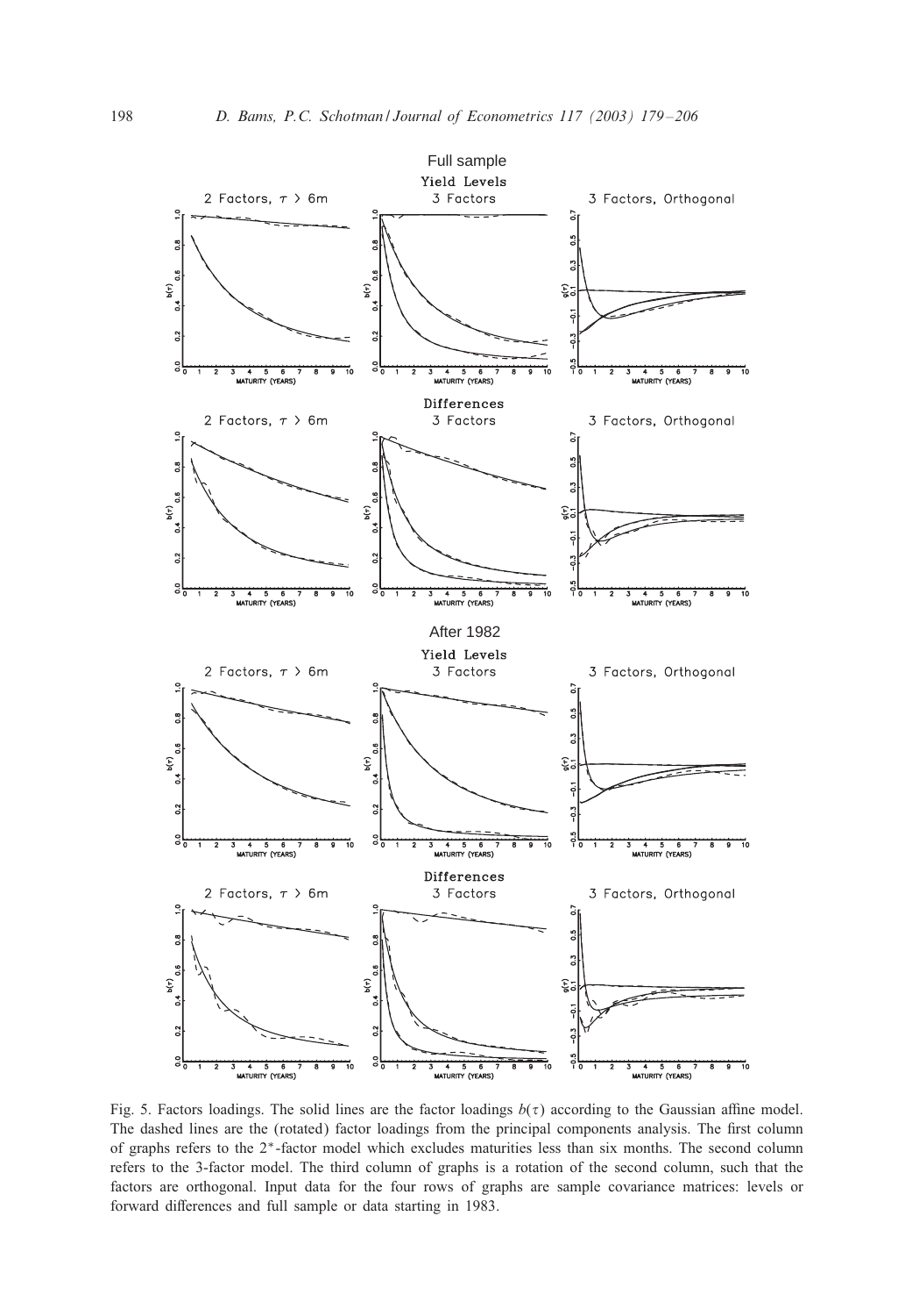Fig. 5. Factors loadings. The solid lines are the factor loadings $b(\tau)$ according to the Gaussian affine model. The dashed lines are the (rotated) factor loadings from the principal components analysis. The first column of graphs refers to the 2*-factor model which excludes maturities less than six months. The second column refers to the 3-factor model. The third column of graphs is a rotation of the second column, such that the factors are orthogonal. Input data for the four rows of graphs are sample covariance matrices: levels or forward differences and full sample or data starting in 1983.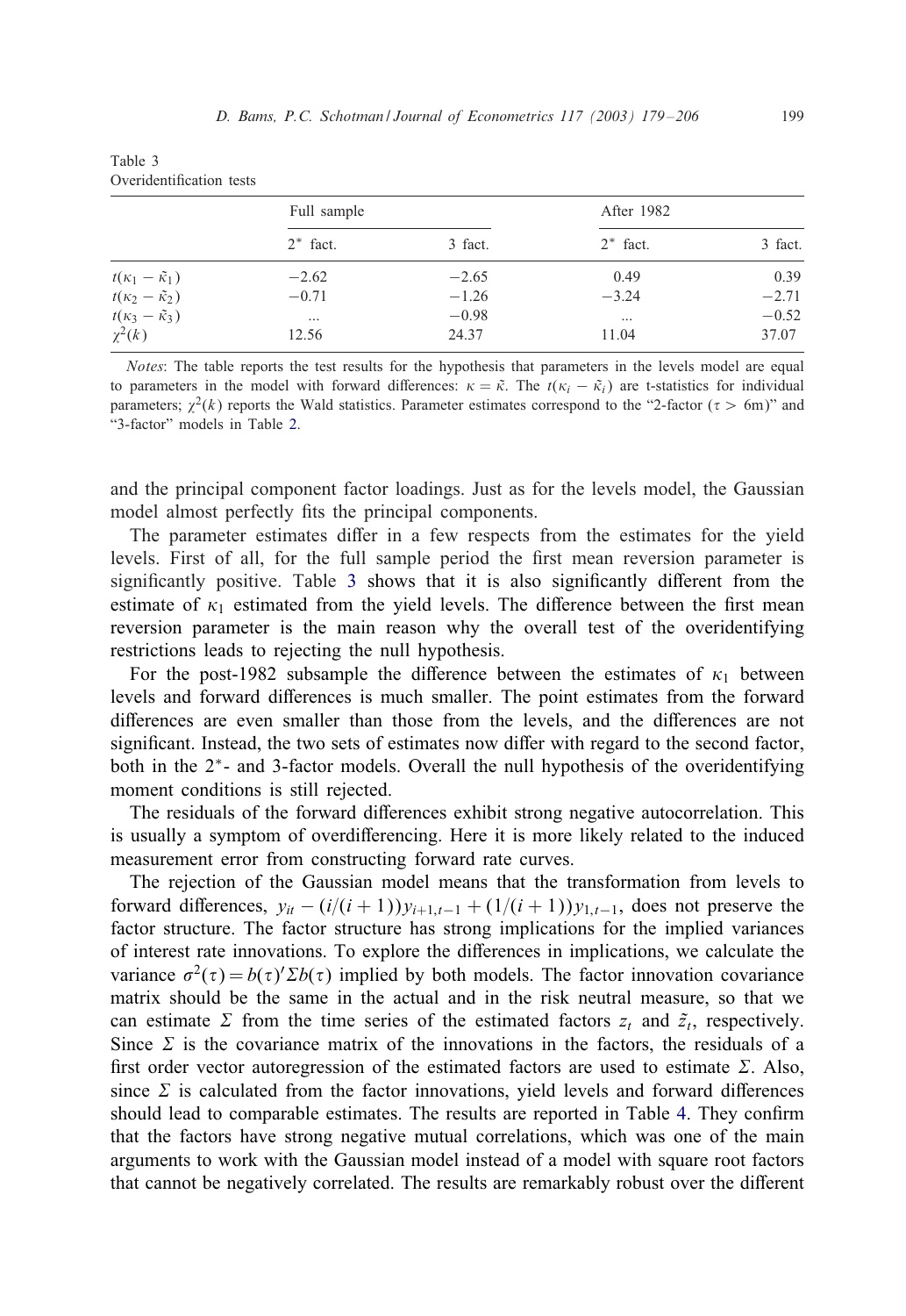Table 3
Overidentification tests

| | Full sample | | After 1982 | |
|---|---|---|---|---|
| | $2^*$ fact. | 3 fact. | $2^*$ fact. | 3 fact. |
| $t(\kappa_1 - \tilde{\kappa}_1)$ | −2.62 | −2.65 | 0.49 | 0.39 |
| $t(\kappa_2 - \tilde{\kappa}_2)$ | −0.71 | −1.26 | −3.24 | −2.71 |
| $t(\kappa_3 - \tilde{\kappa}_3)$ | ... | −0.98 | ... | −0.52 |
| $\chi^2(k)$ | 12.56 | 24.37 | 11.04 | 37.07 |

*Notes*: The table reports the test results for the hypothesis that parameters in the levels model are equal to parameters in the model with forward differences: $\kappa = \tilde{\kappa}$. The $t(\kappa_i - \tilde{\kappa}_i)$ are t-statistics for individual parameters; $\chi^2(k)$ reports the Wald statistics. Parameter estimates correspond to the "2-factor ($\tau > 6$m)" and "3-factor" models in Table 2.

and the principal component factor loadings. Just as for the levels model, the Gaussian model almost perfectly fits the principal components.

The parameter estimates differ in a few respects from the estimates for the yield levels. First of all, for the full sample period the first mean reversion parameter is significantly positive. Table 3 shows that it is also significantly different from the estimate of $\kappa_1$ estimated from the yield levels. The difference between the first mean reversion parameter is the main reason why the overall test of the overidentifying restrictions leads to rejecting the null hypothesis.

For the post-1982 subsample the difference between the estimates of $\kappa_1$ between levels and forward differences is much smaller. The point estimates from the forward differences are even smaller than those from the levels, and the differences are not significant. Instead, the two sets of estimates now differ with regard to the second factor, both in the $2^*$- and 3-factor models. Overall the null hypothesis of the overidentifying moment conditions is still rejected.

The residuals of the forward differences exhibit strong negative autocorrelation. This is usually a symptom of overdifferencing. Here it is more likely related to the induced measurement error from constructing forward rate curves.

The rejection of the Gaussian model means that the transformation from levels to forward differences, $y_{it} - (i/(i+1))y_{i+1,t-1} + (1/(i+1))y_{1,t-1}$, does not preserve the factor structure. The factor structure has strong implications for the implied variances of interest rate innovations. To explore the differences in implications, we calculate the variance $\sigma^2(\tau) = b(\tau)'\Sigma b(\tau)$ implied by both models. The factor innovation covariance matrix should be the same in the actual and in the risk neutral measure, so that we can estimate $\Sigma$ from the time series of the estimated factors $z_t$ and $\tilde{z}_t$, respectively. Since $\Sigma$ is the covariance matrix of the innovations in the factors, the residuals of a first order vector autoregression of the estimated factors are used to estimate $\Sigma$. Also, since $\Sigma$ is calculated from the factor innovations, yield levels and forward differences should lead to comparable estimates. The results are reported in Table 4. They confirm that the factors have strong negative mutual correlations, which was one of the main arguments to work with the Gaussian model instead of a model with square root factors that cannot be negatively correlated. The results are remarkably robust over the different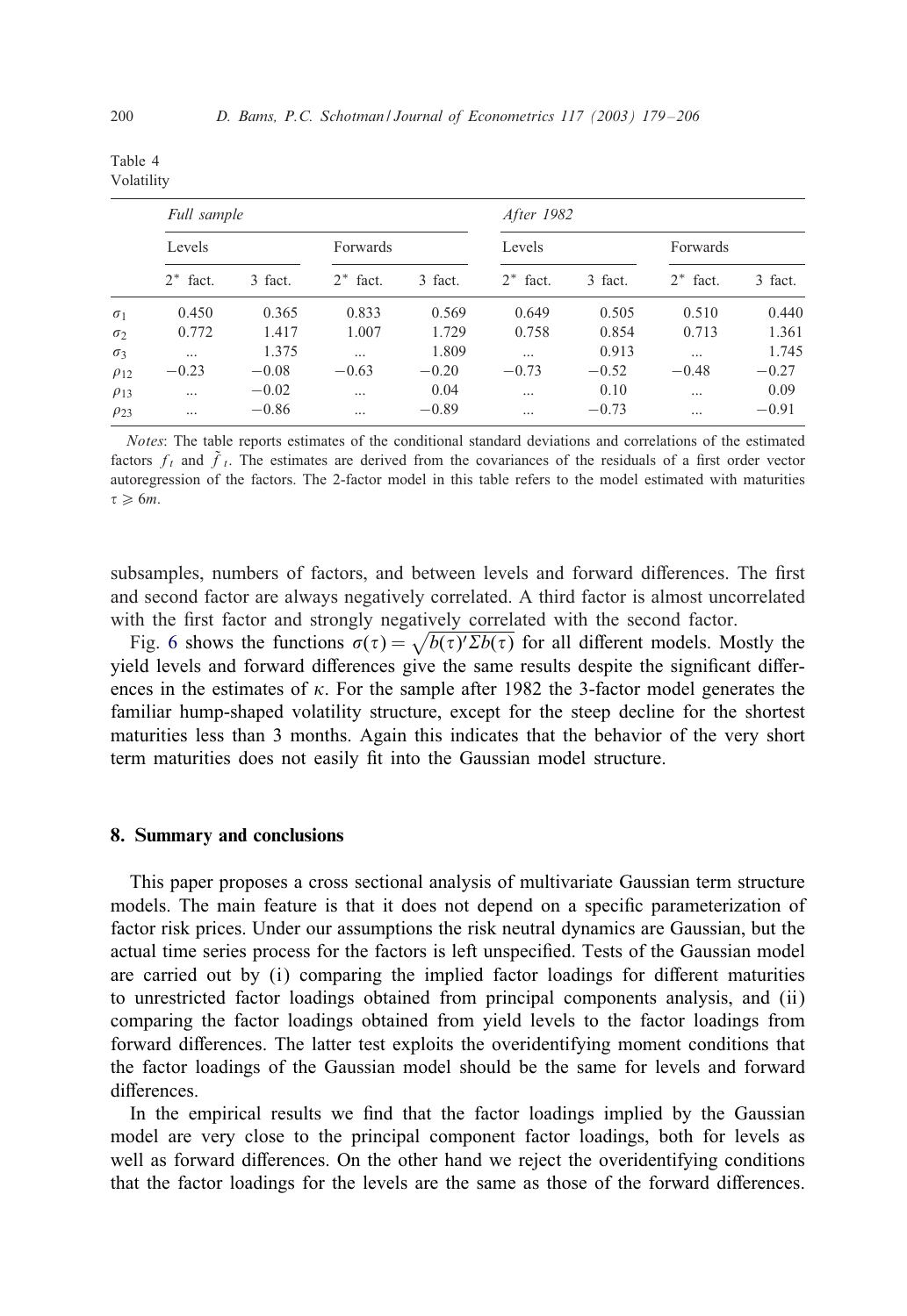Table 4
Volatility

| | Full sample | | | | After 1982 | | | |
|---|---|---|---|---|---|---|---|---|
| | Levels | | Forwards | | Levels | | Forwards | |
| | $2^*$ fact. | 3 fact. | $2^*$ fact. | 3 fact. | $2^*$ fact. | 3 fact. | $2^*$ fact. | 3 fact. |
| $\sigma_1$ | 0.450 | 0.365 | 0.833 | 0.569 | 0.649 | 0.505 | 0.510 | 0.440 |
| $\sigma_2$ | 0.772 | 1.417 | 1.007 | 1.729 | 0.758 | 0.854 | 0.713 | 1.361 |
| $\sigma_3$ | ... | 1.375 | ... | 1.809 | ... | 0.913 | ... | 1.745 |
| $\rho_{12}$ | −0.23 | −0.08 | −0.63 | −0.20 | −0.73 | −0.52 | −0.48 | −0.27 |
| $\rho_{13}$ | ... | −0.02 | ... | 0.04 | ... | 0.10 | ... | 0.09 |
| $\rho_{23}$ | ... | −0.86 | ... | −0.89 | ... | −0.73 | ... | −0.91 |

*Notes*: The table reports estimates of the conditional standard deviations and correlations of the estimated factors $f_t$ and $\tilde{f}_t$. The estimates are derived from the covariances of the residuals of a first order vector autoregression of the factors. The 2-factor model in this table refers to the model estimated with maturities $\tau \geqslant 6m$.

subsamples, numbers of factors, and between levels and forward differences. The first and second factor are always negatively correlated. A third factor is almost uncorrelated with the first factor and strongly negatively correlated with the second factor.

Fig. 6 shows the functions $\sigma(\tau) = \sqrt{b(\tau)'\Sigma b(\tau)}$ for all different models. Mostly the yield levels and forward differences give the same results despite the significant differences in the estimates of $\kappa$. For the sample after 1982 the 3-factor model generates the familiar hump-shaped volatility structure, except for the steep decline for the shortest maturities less than 3 months. Again this indicates that the behavior of the very short term maturities does not easily fit into the Gaussian model structure.

## 8. Summary and conclusions

This paper proposes a cross sectional analysis of multivariate Gaussian term structure models. The main feature is that it does not depend on a specific parameterization of factor risk prices. Under our assumptions the risk neutral dynamics are Gaussian, but the actual time series process for the factors is left unspecified. Tests of the Gaussian model are carried out by (i) comparing the implied factor loadings for different maturities to unrestricted factor loadings obtained from principal components analysis, and (ii) comparing the factor loadings obtained from yield levels to the factor loadings from forward differences. The latter test exploits the overidentifying moment conditions that the factor loadings of the Gaussian model should be the same for levels and forward differences.

In the empirical results we find that the factor loadings implied by the Gaussian model are very close to the principal component factor loadings, both for levels as well as forward differences. On the other hand we reject the overidentifying conditions that the factor loadings for the levels are the same as those of the forward differences.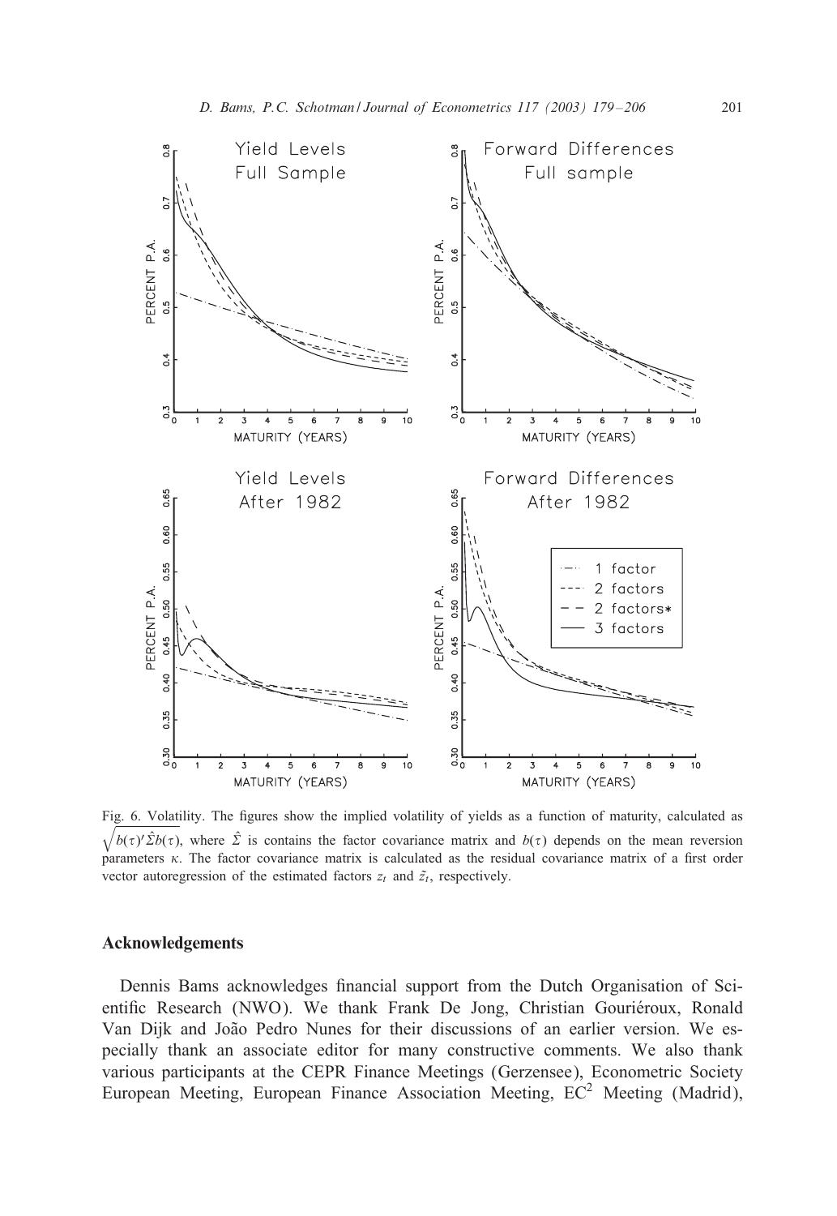Fig. 6. Volatility. The figures show the implied volatility of yields as a function of maturity, calculated as $\sqrt{b(\tau)'\hat{\Sigma}b(\tau)}$, where $\hat{\Sigma}$ is contains the factor covariance matrix and $b(\tau)$ depends on the mean reversion parameters $\kappa$. The factor covariance matrix is calculated as the residual covariance matrix of a first order vector autoregression of the estimated factors $z_t$ and $\tilde{z}_t$, respectively.

## Acknowledgements

Dennis Bams acknowledges financial support from the Dutch Organisation of Scientific Research (NWO). We thank Frank De Jong, Christian Gouriéroux, Ronald Van Dijk and João Pedro Nunes for their discussions of an earlier version. We especially thank an associate editor for many constructive comments. We also thank various participants at the CEPR Finance Meetings (Gerzensee), Econometric Society European Meeting, European Finance Association Meeting, EC$^2$ Meeting (Madrid),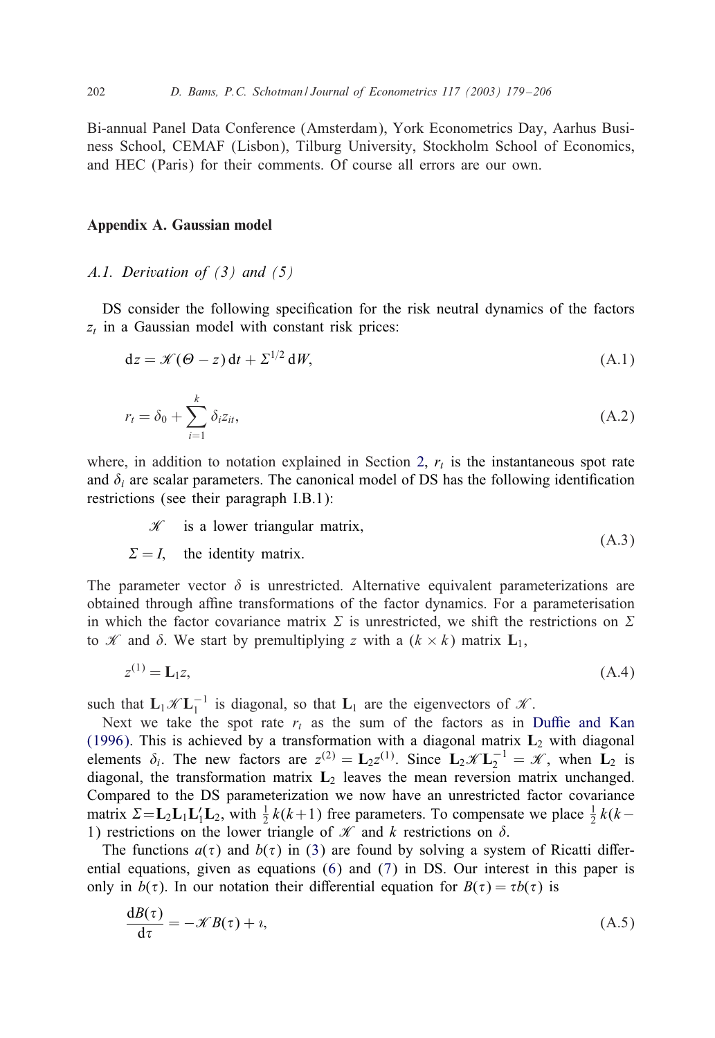Bi-annual Panel Data Conference (Amsterdam), York Econometrics Day, Aarhus Business School, CEMAF (Lisbon), Tilburg University, Stockholm School of Economics, and HEC (Paris) for their comments. Of course all errors are our own.

## Appendix A. Gaussian model

### A.1. Derivation of (3) and (5)

DS consider the following specification for the risk neutral dynamics of the factors $z_t$ in a Gaussian model with constant risk prices:

$$\mathrm{d}z = \mathscr{K}(\Theta - z)\,\mathrm{d}t + \Sigma^{1/2}\,\mathrm{d}W, \tag{A.1}$$

$$r_t = \delta_0 + \sum_{i=1}^{k} \delta_i z_{it}, \tag{A.2}$$

where, in addition to notation explained in Section 2, $r_t$ is the instantaneous spot rate and $\delta_i$ are scalar parameters. The canonical model of DS has the following identification restrictions (see their paragraph I.B.1):

$$\begin{aligned} &\mathscr{K} \quad \text{is a lower triangular matrix,} \\ &\Sigma = I, \quad \text{the identity matrix.} \end{aligned} \tag{A.3}$$

The parameter vector $\delta$ is unrestricted. Alternative equivalent parameterizations are obtained through affine transformations of the factor dynamics. For a parameterisation in which the factor covariance matrix $\Sigma$ is unrestricted, we shift the restrictions on $\Sigma$ to $\mathscr{K}$ and $\delta$. We start by premultiplying $z$ with a $(k \times k)$ matrix $\mathbf{L}_1$,

$$z^{(1)} = \mathbf{L}_1 z, \tag{A.4}$$

such that $\mathbf{L}_1 \mathscr{K} \mathbf{L}_1^{-1}$ is diagonal, so that $\mathbf{L}_1$ are the eigenvectors of $\mathscr{K}$.

Next we take the spot rate $r_t$ as the sum of the factors as in Duffie and Kan (1996). This is achieved by a transformation with a diagonal matrix $\mathbf{L}_2$ with diagonal elements $\delta_i$. The new factors are $z^{(2)} = \mathbf{L}_2 z^{(1)}$. Since $\mathbf{L}_2 \mathscr{K} \mathbf{L}_2^{-1} = \mathscr{K}$, when $\mathbf{L}_2$ is diagonal, the transformation matrix $\mathbf{L}_2$ leaves the mean reversion matrix unchanged. Compared to the DS parameterization we now have an unrestricted factor covariance matrix $\Sigma = \mathbf{L}_2 \mathbf{L}_1 \mathbf{L}_1' \mathbf{L}_2$, with $\frac{1}{2}k(k+1)$ free parameters. To compensate we place $\frac{1}{2}k(k-1)$ restrictions on the lower triangle of $\mathscr{K}$ and $k$ restrictions on $\delta$.

The functions $a(\tau)$ and $b(\tau)$ in (3) are found by solving a system of Ricatti differential equations, given as equations (6) and (7) in DS. Our interest in this paper is only in $b(\tau)$. In our notation their differential equation for $B(\tau) = \tau b(\tau)$ is

$$\frac{\mathrm{d}B(\tau)}{\mathrm{d}\tau} = -\mathscr{K} B(\tau) + \imath, \tag{A.5}$$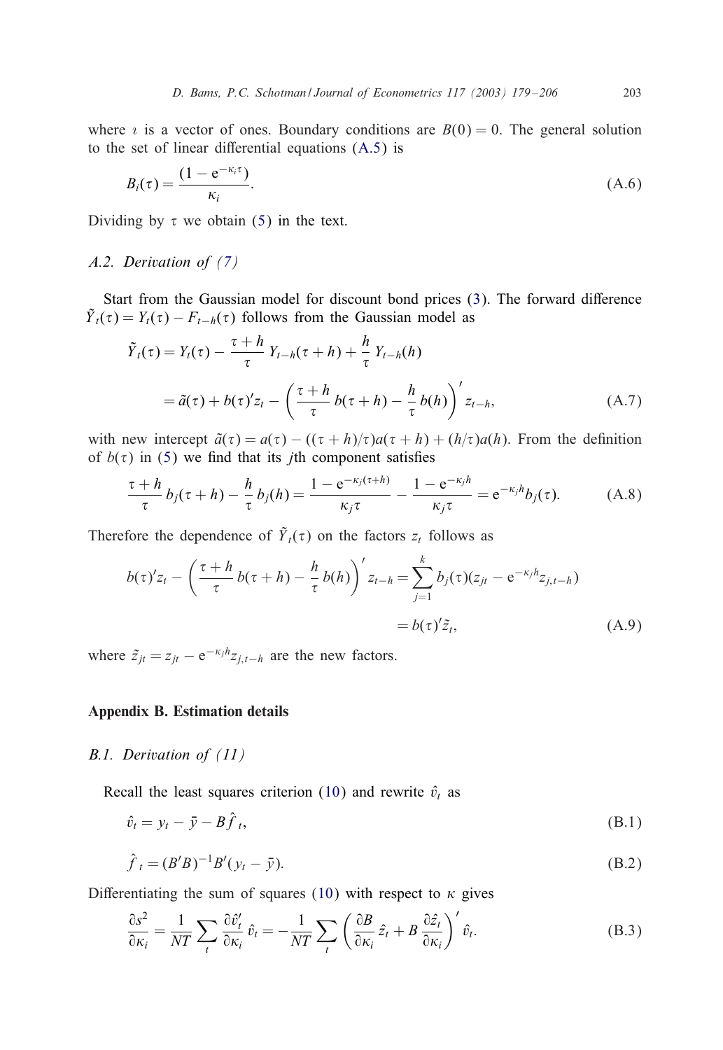where $\imath$ is a vector of ones. Boundary conditions are $B(0) = 0$. The general solution to the set of linear differential equations (A.5) is

$$B_i(\tau) = \frac{(1 - e^{-\kappa_i \tau})}{\kappa_i}. \tag{A.6}$$

Dividing by $\tau$ we obtain (5) in the text.

### A.2. Derivation of (7)

Start from the Gaussian model for discount bond prices (3). The forward difference $\tilde{Y}_t(\tau) = Y_t(\tau) - F_{t-h}(\tau)$ follows from the Gaussian model as

$$\begin{aligned}
\tilde{Y}_t(\tau) &= Y_t(\tau) - \frac{\tau + h}{\tau} Y_{t-h}(\tau + h) + \frac{h}{\tau} Y_{t-h}(h) \\
&= \tilde{a}(\tau) + b(\tau)' z_t - \left( \frac{\tau + h}{\tau} b(\tau + h) - \frac{h}{\tau} b(h) \right)' z_{t-h},
\end{aligned} \tag{A.7}$$

with new intercept $\tilde{a}(\tau) = a(\tau) - ((\tau + h)/\tau) a(\tau + h) + (h/\tau) a(h)$. From the definition of $b(\tau)$ in (5) we find that its $j$th component satisfies

$$\frac{\tau + h}{\tau} b_j(\tau + h) - \frac{h}{\tau} b_j(h) = \frac{1 - e^{-\kappa_j(\tau + h)}}{\kappa_j \tau} - \frac{1 - e^{-\kappa_j h}}{\kappa_j \tau} = e^{-\kappa_j h} b_j(\tau). \tag{A.8}$$

Therefore the dependence of $\tilde{Y}_t(\tau)$ on the factors $z_t$ follows as

$$\begin{aligned}
b(\tau)' z_t - \left( \frac{\tau + h}{\tau} b(\tau + h) - \frac{h}{\tau} b(h) \right)' z_{t-h} &= \sum_{j=1}^{k} b_j(\tau)(z_{jt} - e^{-\kappa_j h} z_{j,t-h}) \\
&= b(\tau)' \tilde{z}_t,
\end{aligned} \tag{A.9}$$

where $\tilde{z}_{jt} = z_{jt} - e^{-\kappa_j h} z_{j,t-h}$ are the new factors.

## Appendix B. Estimation details

### B.1. Derivation of (11)

Recall the least squares criterion (10) and rewrite $\hat{v}_t$ as

$$\hat{v}_t = y_t - \bar{y} - B \hat{f}_t, \tag{B.1}$$

$$\hat{f}_t = (B'B)^{-1} B'(y_t - \bar{y}). \tag{B.2}$$

Differentiating the sum of squares (10) with respect to $\kappa$ gives

$$\frac{\partial s^2}{\partial \kappa_i} = \frac{1}{NT} \sum_t \frac{\partial \hat{v}_t'}{\partial \kappa_i} \hat{v}_t = -\frac{1}{NT} \sum_t \left( \frac{\partial B}{\partial \kappa_i} \hat{z}_t + B \frac{\partial \hat{z}_t}{\partial \kappa_i} \right)' \hat{v}_t. \tag{B.3}$$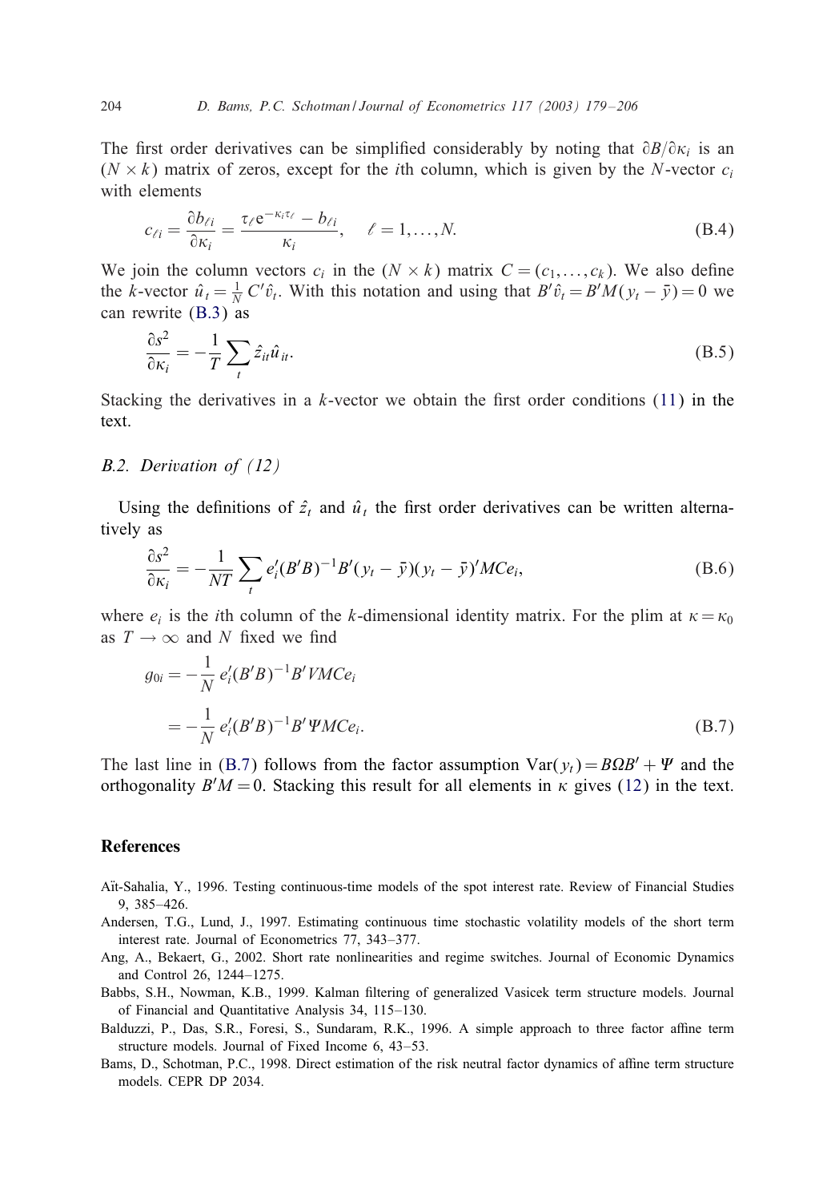The first order derivatives can be simplified considerably by noting that $\partial B/\partial \kappa_i$ is an $(N \times k)$ matrix of zeros, except for the $i$th column, which is given by the $N$-vector $c_i$ with elements

$$c_{\ell i} = \frac{\partial b_{\ell i}}{\partial \kappa_i} = \frac{\tau_\ell \mathrm{e}^{-\kappa_i \tau_\ell} - b_{\ell i}}{\kappa_i}, \quad \ell = 1, \dots, N. \tag{B.4}$$

We join the column vectors $c_i$ in the $(N \times k)$ matrix $C = (c_1, \dots, c_k)$. We also define the $k$-vector $\hat{u}_t = \frac{1}{N} C' \hat{v}_t$. With this notation and using that $B'\hat{v}_t = B'M(y_t - \bar{y}) = 0$ we can rewrite (B.3) as

$$\frac{\partial s^2}{\partial \kappa_i} = -\frac{1}{T} \sum_t \hat{z}_{it} \hat{u}_{it}. \tag{B.5}$$

Stacking the derivatives in a $k$-vector we obtain the first order conditions (11) in the text.

### B.2. Derivation of (12)

Using the definitions of $\hat{z}_t$ and $\hat{u}_t$ the first order derivatives can be written alternatively as

$$\frac{\partial s^2}{\partial \kappa_i} = -\frac{1}{NT} \sum_t e_i'(B'B)^{-1} B'(y_t - \bar{y})(y_t - \bar{y})' MCe_i, \tag{B.6}$$

where $e_i$ is the $i$th column of the $k$-dimensional identity matrix. For the plim at $\kappa = \kappa_0$ as $T \to \infty$ and $N$ fixed we find

$$\begin{aligned} g_{0i} &= -\frac{1}{N} e_i'(B'B)^{-1} B' VMCe_i \\ &= -\frac{1}{N} e_i'(B'B)^{-1} B' \Psi MCe_i. \end{aligned} \tag{B.7}$$

The last line in (B.7) follows from the factor assumption $\mathrm{Var}(y_t) = B\Omega B' + \Psi$ and the orthogonality $B'M = 0$. Stacking this result for all elements in $\kappa$ gives (12) in the text.

## References

Aït-Sahalia, Y., 1996. Testing continuous-time models of the spot interest rate. Review of Financial Studies 9, 385–426.

Andersen, T.G., Lund, J., 1997. Estimating continuous time stochastic volatility models of the short term interest rate. Journal of Econometrics 77, 343–377.

Ang, A., Bekaert, G., 2002. Short rate nonlinearities and regime switches. Journal of Economic Dynamics and Control 26, 1244–1275.

Babbs, S.H., Nowman, K.B., 1999. Kalman filtering of generalized Vasicek term structure models. Journal of Financial and Quantitative Analysis 34, 115–130.

Balduzzi, P., Das, S.R., Foresi, S., Sundaram, R.K., 1996. A simple approach to three factor affine term structure models. Journal of Fixed Income 6, 43–53.

Bams, D., Schotman, P.C., 1998. Direct estimation of the risk neutral factor dynamics of affine term structure models. CEPR DP 2034.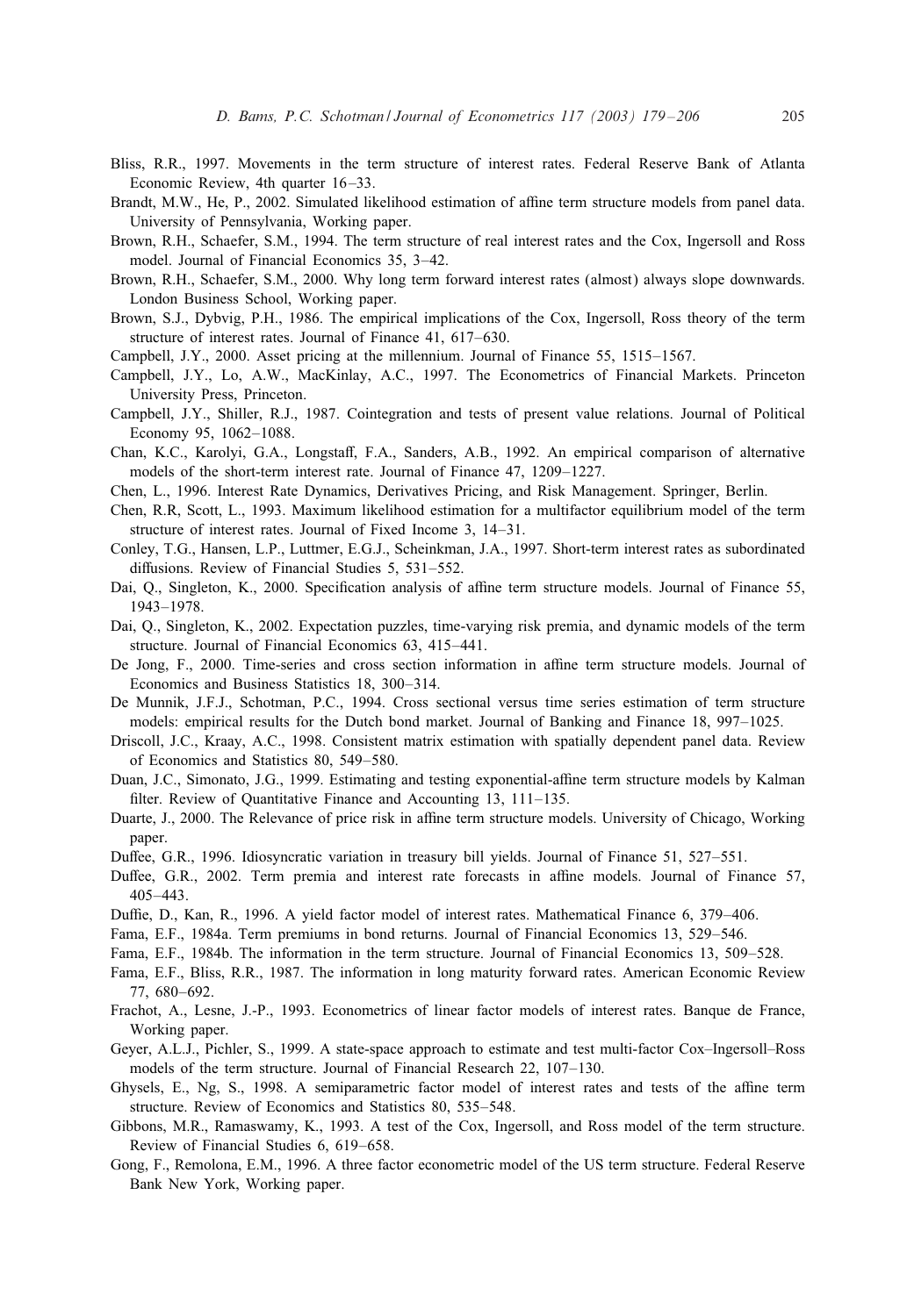Bliss, R.R., 1997. Movements in the term structure of interest rates. Federal Reserve Bank of Atlanta Economic Review, 4th quarter 16–33.

Brandt, M.W., He, P., 2002. Simulated likelihood estimation of affine term structure models from panel data. University of Pennsylvania, Working paper.

Brown, R.H., Schaefer, S.M., 1994. The term structure of real interest rates and the Cox, Ingersoll and Ross model. Journal of Financial Economics 35, 3–42.

Brown, R.H., Schaefer, S.M., 2000. Why long term forward interest rates (almost) always slope downwards. London Business School, Working paper.

Brown, S.J., Dybvig, P.H., 1986. The empirical implications of the Cox, Ingersoll, Ross theory of the term structure of interest rates. Journal of Finance 41, 617–630.

Campbell, J.Y., 2000. Asset pricing at the millennium. Journal of Finance 55, 1515–1567.

Campbell, J.Y., Lo, A.W., MacKinlay, A.C., 1997. The Econometrics of Financial Markets. Princeton University Press, Princeton.

Campbell, J.Y., Shiller, R.J., 1987. Cointegration and tests of present value relations. Journal of Political Economy 95, 1062–1088.

Chan, K.C., Karolyi, G.A., Longstaff, F.A., Sanders, A.B., 1992. An empirical comparison of alternative models of the short-term interest rate. Journal of Finance 47, 1209–1227.

Chen, L., 1996. Interest Rate Dynamics, Derivatives Pricing, and Risk Management. Springer, Berlin.

Chen, R.R, Scott, L., 1993. Maximum likelihood estimation for a multifactor equilibrium model of the term structure of interest rates. Journal of Fixed Income 3, 14–31.

Conley, T.G., Hansen, L.P., Luttmer, E.G.J., Scheinkman, J.A., 1997. Short-term interest rates as subordinated diffusions. Review of Financial Studies 5, 531–552.

Dai, Q., Singleton, K., 2000. Specification analysis of affine term structure models. Journal of Finance 55, 1943–1978.

Dai, Q., Singleton, K., 2002. Expectation puzzles, time-varying risk premia, and dynamic models of the term structure. Journal of Financial Economics 63, 415–441.

De Jong, F., 2000. Time-series and cross section information in affine term structure models. Journal of Economics and Business Statistics 18, 300–314.

De Munnik, J.F.J., Schotman, P.C., 1994. Cross sectional versus time series estimation of term structure models: empirical results for the Dutch bond market. Journal of Banking and Finance 18, 997–1025.

Driscoll, J.C., Kraay, A.C., 1998. Consistent matrix estimation with spatially dependent panel data. Review of Economics and Statistics 80, 549–580.

Duan, J.C., Simonato, J.G., 1999. Estimating and testing exponential-affine term structure models by Kalman filter. Review of Quantitative Finance and Accounting 13, 111–135.

Duarte, J., 2000. The Relevance of price risk in affine term structure models. University of Chicago, Working paper.

Duffee, G.R., 1996. Idiosyncratic variation in treasury bill yields. Journal of Finance 51, 527–551.

Duffee, G.R., 2002. Term premia and interest rate forecasts in affine models. Journal of Finance 57, 405–443.

Duffie, D., Kan, R., 1996. A yield factor model of interest rates. Mathematical Finance 6, 379–406.

Fama, E.F., 1984a. Term premiums in bond returns. Journal of Financial Economics 13, 529–546.

Fama, E.F., 1984b. The information in the term structure. Journal of Financial Economics 13, 509–528.

Fama, E.F., Bliss, R.R., 1987. The information in long maturity forward rates. American Economic Review 77, 680–692.

Frachot, A., Lesne, J.-P., 1993. Econometrics of linear factor models of interest rates. Banque de France, Working paper.

Geyer, A.L.J., Pichler, S., 1999. A state-space approach to estimate and test multi-factor Cox–Ingersoll–Ross models of the term structure. Journal of Financial Research 22, 107–130.

Ghysels, E., Ng, S., 1998. A semiparametric factor model of interest rates and tests of the affine term structure. Review of Economics and Statistics 80, 535–548.

Gibbons, M.R., Ramaswamy, K., 1993. A test of the Cox, Ingersoll, and Ross model of the term structure. Review of Financial Studies 6, 619–658.

Gong, F., Remolona, E.M., 1996. A three factor econometric model of the US term structure. Federal Reserve Bank New York, Working paper.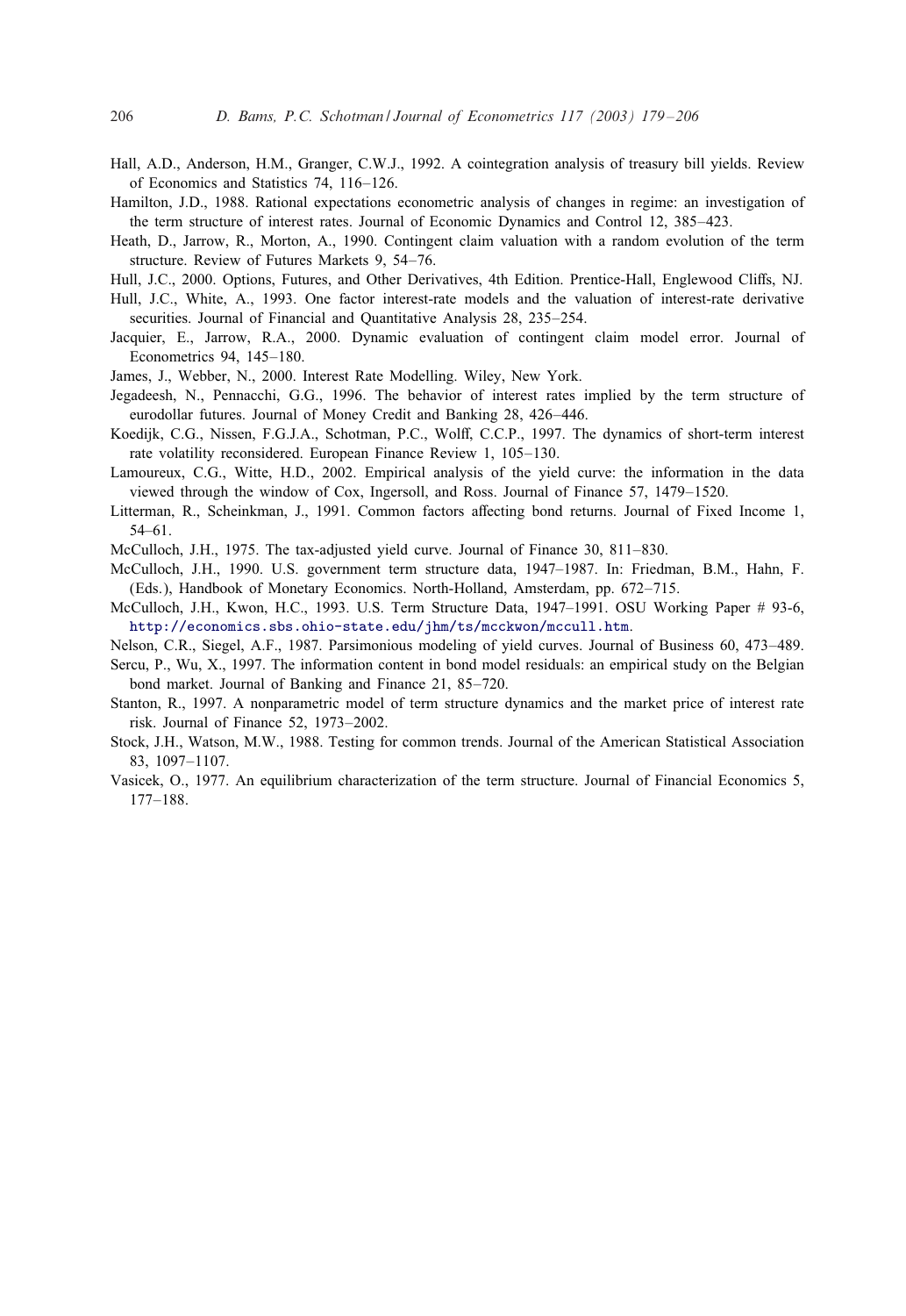Hall, A.D., Anderson, H.M., Granger, C.W.J., 1992. A cointegration analysis of treasury bill yields. Review of Economics and Statistics 74, 116–126.

Hamilton, J.D., 1988. Rational expectations econometric analysis of changes in regime: an investigation of the term structure of interest rates. Journal of Economic Dynamics and Control 12, 385–423.

Heath, D., Jarrow, R., Morton, A., 1990. Contingent claim valuation with a random evolution of the term structure. Review of Futures Markets 9, 54–76.

Hull, J.C., 2000. Options, Futures, and Other Derivatives, 4th Edition. Prentice-Hall, Englewood Cliffs, NJ.

Hull, J.C., White, A., 1993. One factor interest-rate models and the valuation of interest-rate derivative securities. Journal of Financial and Quantitative Analysis 28, 235–254.

Jacquier, E., Jarrow, R.A., 2000. Dynamic evaluation of contingent claim model error. Journal of Econometrics 94, 145–180.

James, J., Webber, N., 2000. Interest Rate Modelling. Wiley, New York.

Jegadeesh, N., Pennacchi, G.G., 1996. The behavior of interest rates implied by the term structure of eurodollar futures. Journal of Money Credit and Banking 28, 426–446.

Koedijk, C.G., Nissen, F.G.J.A., Schotman, P.C., Wolff, C.C.P., 1997. The dynamics of short-term interest rate volatility reconsidered. European Finance Review 1, 105–130.

Lamoureux, C.G., Witte, H.D., 2002. Empirical analysis of the yield curve: the information in the data viewed through the window of Cox, Ingersoll, and Ross. Journal of Finance 57, 1479–1520.

Litterman, R., Scheinkman, J., 1991. Common factors affecting bond returns. Journal of Fixed Income 1, 54–61.

McCulloch, J.H., 1975. The tax-adjusted yield curve. Journal of Finance 30, 811–830.

McCulloch, J.H., 1990. U.S. government term structure data, 1947–1987. In: Friedman, B.M., Hahn, F. (Eds.), Handbook of Monetary Economics. North-Holland, Amsterdam, pp. 672–715.

McCulloch, J.H., Kwon, H.C., 1993. U.S. Term Structure Data, 1947–1991. OSU Working Paper # 93-6, http://economics.sbs.ohio-state.edu/jhm/ts/mcckwon/mccull.htm.

Nelson, C.R., Siegel, A.F., 1987. Parsimonious modeling of yield curves. Journal of Business 60, 473–489.

Sercu, P., Wu, X., 1997. The information content in bond model residuals: an empirical study on the Belgian bond market. Journal of Banking and Finance 21, 85–720.

Stanton, R., 1997. A nonparametric model of term structure dynamics and the market price of interest rate risk. Journal of Finance 52, 1973–2002.

Stock, J.H., Watson, M.W., 1988. Testing for common trends. Journal of the American Statistical Association 83, 1097–1107.

Vasicek, O., 1977. An equilibrium characterization of the term structure. Journal of Financial Economics 5, 177–188.